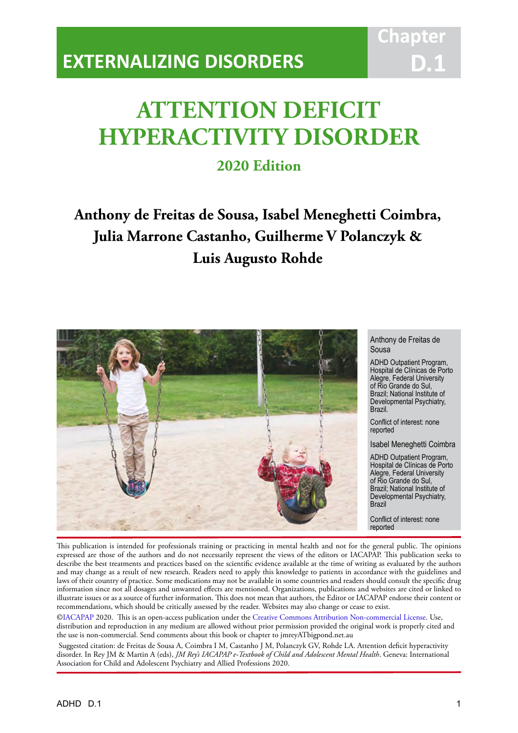# EXTERNALIZING DISORDERS

Chapter D.1

# ATTENTION DEFICIT HYPERACTIVITY DISORDER

## 2020 Edition

**Anthony de Freitas de Sousa, Isabel Meneghetti Coimbra, Julia Marrone Castanho, Guilherme V Polanczyk & Luis Augusto Rohde**

Anthony de Freitas de Sousa

ADHD Outpatient Program, Hospital de Clínicas de Porto Alegre, Federal University of Rio Grande do Sul, Brazil; National Institute of Developmental Psychiatry, Brazil.

Conflict of interest: none reported

Isabel Meneghetti Coimbra

ADHD Outpatient Program, Hospital de Clínicas de Porto Alegre, Federal University of Rio Grande do Sul, Brazil; National Institute of Developmental Psychiatry, Brazil

Conflict of interest: none reported

This publication is intended for professionals training or practicing in mental health and not for the general public. The opinions expressed are those of the authors and do not necessarily represent the views of the editors or IACAPAP. This publication seeks to describe the best treatments and practices based on the scientific evidence available at the time of writing as evaluated by the authors and may change as a result of new research. Readers need to apply this knowledge to patients in accordance with the guidelines and laws of their country of practice. Some medications may not be available in some countries and readers should consult the specific drug information since not all dosages and unwanted effects are mentioned. Organizations, publications and websites are cited or linked to illustrate issues or as a source of further information. This does not mean that authors, the Editor or IACAPAP endorse their content or recommendations, which should be critically assessed by the reader. Websites may also change or cease to exist.

©IACAPAP 2020. This is an open-access publication under the Creative Commons Attribution Non-commercial License. Use, distribution and reproduction in any medium are allowed without prior permission provided the original work is properly cited and the use is non-commercial. Send comments about this book or chapter to jmreyATbigpond.net.au

Suggested citation: de Freitas de Sousa A, Coimbra I M, Castanho J M, Polanczyk GV, Rohde LA. Attention deficit hyperactivity disorder. In Rey JM & Martin A (eds), *JM Rey's IACAPAP e-Textbook of Child and Adolescent Mental Health*. Geneva: International Association for Child and Adolescent Psychiatry and Allied Professions 2020.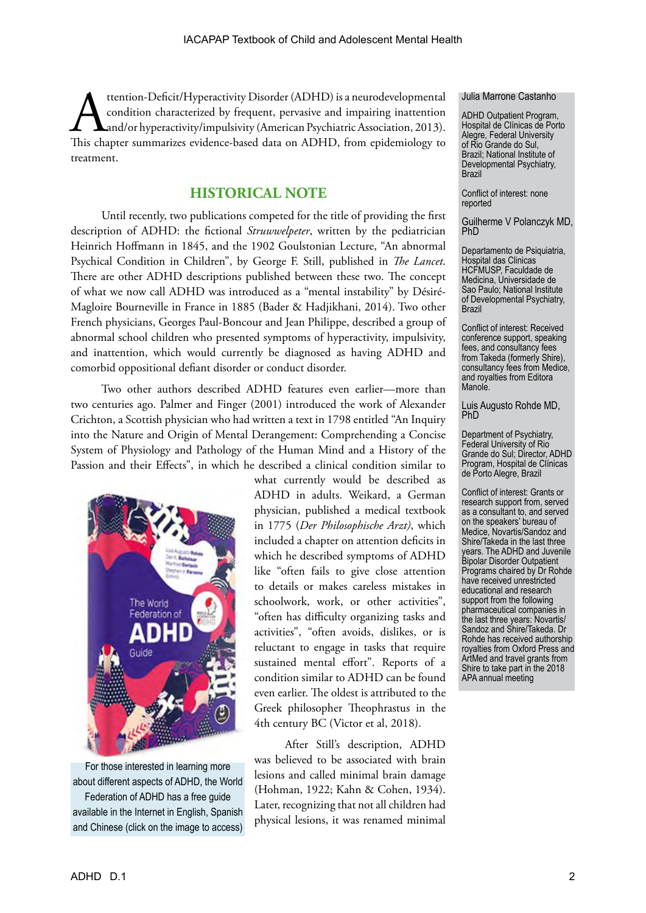Attention-Deficit/Hyperactivity Disorder (ADHD) is a neurodevelopmental condition characterized by frequent, pervasive and impairing inattention and/or hyperactivity/impulsivity (American Psychiatric Association, 2013). This chapter summarizes evidence-based data on ADHD, from epidemiology to treatment.

## HISTORICAL NOTE

Until recently, two publications competed for the title of providing the first description of ADHD: the fictional *Struwwelpeter*, written by the pediatrician Heinrich Hoffmann in 1845, and the 1902 Goulstonian Lecture, "An abnormal Psychical Condition in Children", by George F. Still, published in *The Lancet*. There are other ADHD descriptions published between these two. The concept of what we now call ADHD was introduced as a "mental instability" by Désiré-Magloire Bourneville in France in 1885 (Bader & Hadjikhani, 2014). Two other French physicians, Georges Paul-Boncour and Jean Philippe, described a group of abnormal school children who presented symptoms of hyperactivity, impulsivity, and inattention, which would currently be diagnosed as having ADHD and comorbid oppositional defiant disorder or conduct disorder.

Two other authors described ADHD features even earlier—more than two centuries ago. Palmer and Finger (2001) introduced the work of Alexander Crichton, a Scottish physician who had written a text in 1798 entitled "An Inquiry into the Nature and Origin of Mental Derangement: Comprehending a Concise System of Physiology and Pathology of the Human Mind and a History of the Passion and their Effects", in which he described a clinical condition similar to what currently would be described as ADHD in adults. Weikard, a German physician, published a medical textbook in 1775 (*Der Philosophische Arzt)*, which included a chapter on attention deficits in which he described symptoms of ADHD like "often fails to give close attention to details or makes careless mistakes in schoolwork, work, or other activities", "often has difficulty organizing tasks and activities", "often avoids, dislikes, or is reluctant to engage in tasks that require sustained mental effort". Reports of a condition similar to ADHD can be found even earlier. The oldest is attributed to the Greek philosopher Theophrastus in the 4th century BC (Victor et al, 2018).

After Still's description, ADHD was believed to be associated with brain lesions and called minimal brain damage (Hohman, 1922; Kahn & Cohen, 1934). Later, recognizing that not all children had physical lesions, it was renamed minimal

For those interested in learning more about different aspects of ADHD, the World Federation of ADHD has a free guide available in the Internet in English, Spanish and Chinese (click on the image to access)

Julia Marrone Castanho

ADHD Outpatient Program, Hospital de Clínicas de Porto Alegre, Federal University of Rio Grande do Sul, Brazil; National Institute of Developmental Psychiatry, Brazil

Conflict of interest: none reported

Guilherme V Polanczyk MD, PhD

Departamento de Psiquiatria, Hospital das Clinicas HCFMUSP, Faculdade de Medicina, Universidade de Sao Paulo; National Institute of Developmental Psychiatry, Brazil

Conflict of interest: Received conference support, speaking fees, and consultancy fees from Takeda (formerly Shire), consultancy fees from Medice, and royalties from Editora Manole.

Luis Augusto Rohde MD, PhD

Department of Psychiatry, Federal University of Rio Grande do Sul; Director, ADHD Program, Hospital de Clínicas de Porto Alegre, Brazil

Conflict of interest: Grants or research support from, served as a consultant to, and served on the speakers' bureau of Medice, Novartis/Sandoz and Shire/Takeda in the last three years. The ADHD and Juvenile Bipolar Disorder Outpatient Programs chaired by Dr Rohde have received unrestricted educational and research support from the following pharmaceutical companies in the last three years: Novartis/Sandoz and Shire/Takeda. Dr Rohde has received authorship royalties from Oxford Press and ArtMed and travel grants from Shire to take part in the 2018 APA annual meeting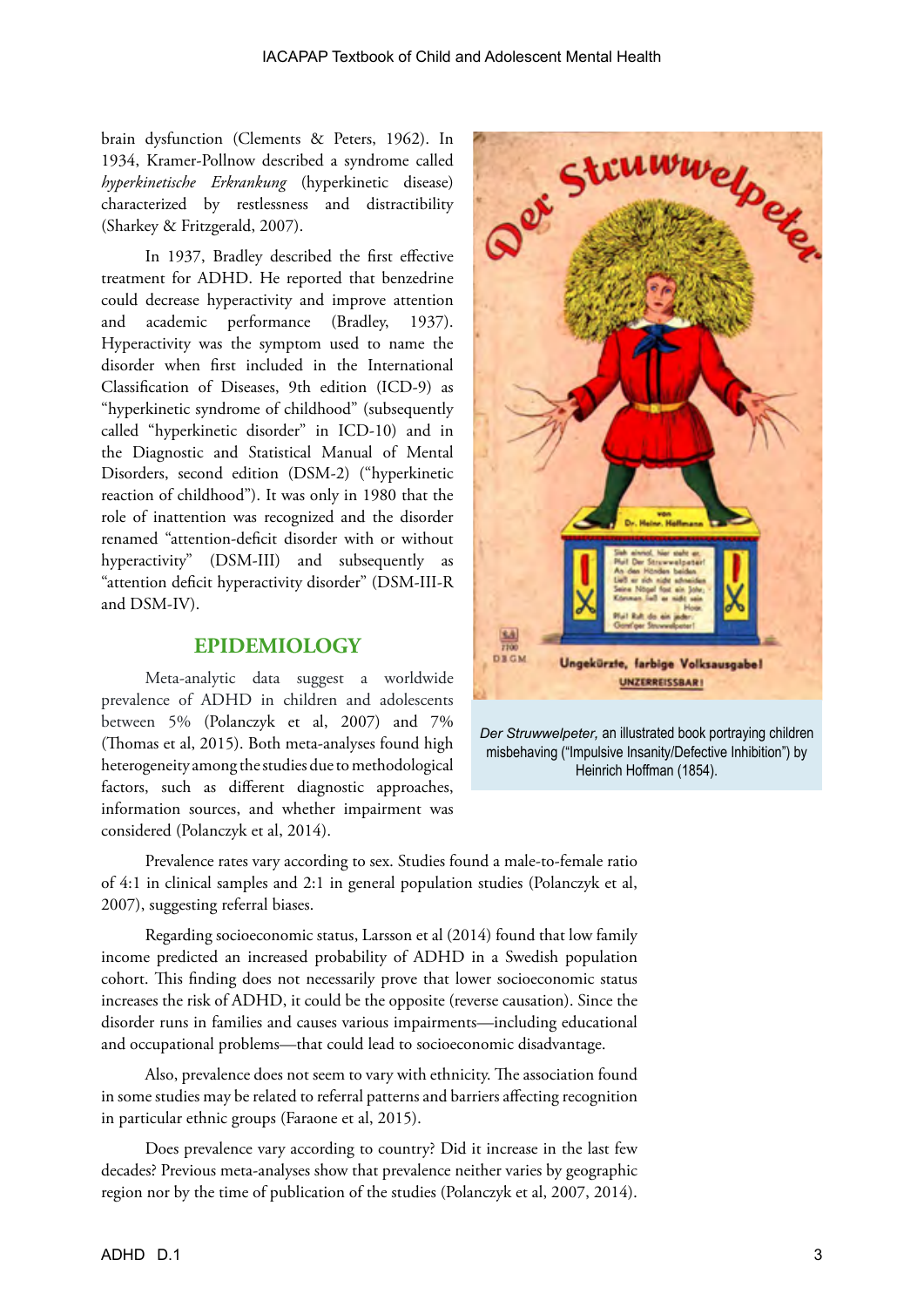brain dysfunction (Clements & Peters, 1962). In 1934, Kramer-Pollnow described a syndrome called *hyperkinetische Erkrankung* (hyperkinetic disease) characterized by restlessness and distractibility (Sharkey & Fritzgerald, 2007).

In 1937, Bradley described the first effective treatment for ADHD. He reported that benzedrine could decrease hyperactivity and improve attention and academic performance (Bradley, 1937). Hyperactivity was the symptom used to name the disorder when first included in the International Classification of Diseases, 9th edition (ICD-9) as "hyperkinetic syndrome of childhood" (subsequently called "hyperkinetic disorder" in ICD-10) and in the Diagnostic and Statistical Manual of Mental Disorders, second edition (DSM-2) ("hyperkinetic reaction of childhood"). It was only in 1980 that the role of inattention was recognized and the disorder renamed "attention-deficit disorder with or without hyperactivity" (DSM-III) and subsequently as "attention deficit hyperactivity disorder" (DSM-III-R and DSM-IV).

*Der Struwwelpeter,* an illustrated book portraying children misbehaving ("Impulsive Insanity/Defective Inhibition") by Heinrich Hoffman (1854).

## EPIDEMIOLOGY

Meta-analytic data suggest a worldwide prevalence of ADHD in children and adolescents between 5% (Polanczyk et al, 2007) and 7% (Thomas et al, 2015). Both meta-analyses found high heterogeneity among the studies due to methodological factors, such as different diagnostic approaches, information sources, and whether impairment was considered (Polanczyk et al, 2014).

Prevalence rates vary according to sex. Studies found a male-to-female ratio of 4:1 in clinical samples and 2:1 in general population studies (Polanczyk et al, 2007), suggesting referral biases.

Regarding socioeconomic status, Larsson et al (2014) found that low family income predicted an increased probability of ADHD in a Swedish population cohort. This finding does not necessarily prove that lower socioeconomic status increases the risk of ADHD, it could be the opposite (reverse causation). Since the disorder runs in families and causes various impairments—including educational and occupational problems—that could lead to socioeconomic disadvantage.

Also, prevalence does not seem to vary with ethnicity. The association found in some studies may be related to referral patterns and barriers affecting recognition in particular ethnic groups (Faraone et al, 2015).

Does prevalence vary according to country? Did it increase in the last few decades? Previous meta-analyses show that prevalence neither varies by geographic region nor by the time of publication of the studies (Polanczyk et al, 2007, 2014).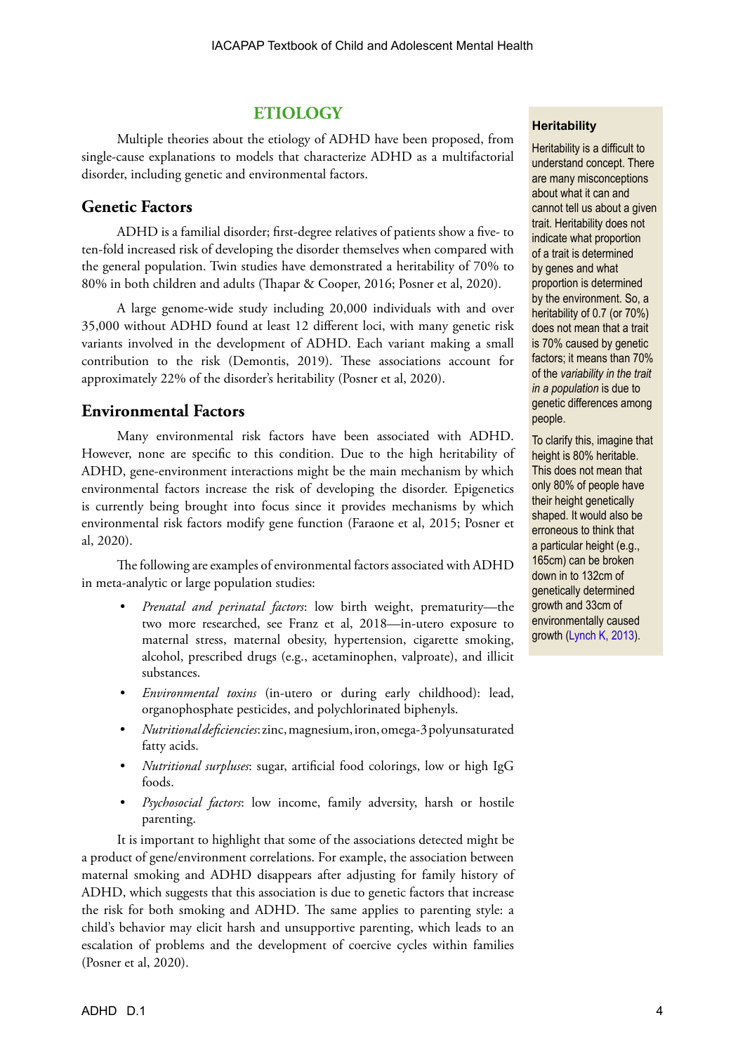## ETIOLOGY

Multiple theories about the etiology of ADHD have been proposed, from single-cause explanations to models that characterize ADHD as a multifactorial disorder, including genetic and environmental factors.

### Genetic Factors

ADHD is a familial disorder; first-degree relatives of patients show a five- to ten-fold increased risk of developing the disorder themselves when compared with the general population. Twin studies have demonstrated a heritability of 70% to 80% in both children and adults (Thapar & Cooper, 2016; Posner et al, 2020).

A large genome-wide study including 20,000 individuals with and over 35,000 without ADHD found at least 12 different loci, with many genetic risk variants involved in the development of ADHD. Each variant making a small contribution to the risk (Demontis, 2019). These associations account for approximately 22% of the disorder's heritability (Posner et al, 2020).

### Environmental Factors

Many environmental risk factors have been associated with ADHD. However, none are specific to this condition. Due to the high heritability of ADHD, gene-environment interactions might be the main mechanism by which environmental factors increase the risk of developing the disorder. Epigenetics is currently being brought into focus since it provides mechanisms by which environmental risk factors modify gene function (Faraone et al, 2015; Posner et al, 2020).

The following are examples of environmental factors associated with ADHD in meta-analytic or large population studies:

- *Prenatal and perinatal factors*: low birth weight, prematurity—the two more researched, see Franz et al, 2018—in-utero exposure to maternal stress, maternal obesity, hypertension, cigarette smoking, alcohol, prescribed drugs (e.g., acetaminophen, valproate), and illicit substances.
- *Environmental toxins* (in-utero or during early childhood): lead, organophosphate pesticides, and polychlorinated biphenyls.
- *Nutritional deficiencies*: zinc, magnesium, iron, omega-3 polyunsaturated fatty acids.
- *Nutritional surpluses*: sugar, artificial food colorings, low or high IgG foods.
- *Psychosocial factors*: low income, family adversity, harsh or hostile parenting.

It is important to highlight that some of the associations detected might be a product of gene/environment correlations. For example, the association between maternal smoking and ADHD disappears after adjusting for family history of ADHD, which suggests that this association is due to genetic factors that increase the risk for both smoking and ADHD. The same applies to parenting style: a child's behavior may elicit harsh and unsupportive parenting, which leads to an escalation of problems and the development of coercive cycles within families (Posner et al, 2020).

**Heritability**

Heritability is a difficult to understand concept. There are many misconceptions about what it can and cannot tell us about a given trait. Heritability does not indicate what proportion of a trait is determined by genes and what proportion is determined by the environment. So, a heritability of 0.7 (or 70%) does not mean that a trait is 70% caused by genetic factors; it means than 70% of the *variability in the trait in a population* is due to genetic differences among people.

To clarify this, imagine that height is 80% heritable. This does not mean that only 80% of people have their height genetically shaped. It would also be erroneous to think that a particular height (e.g., 165cm) can be broken down in to 132cm of genetically determined growth and 33cm of environmentally caused growth (Lynch K, 2013).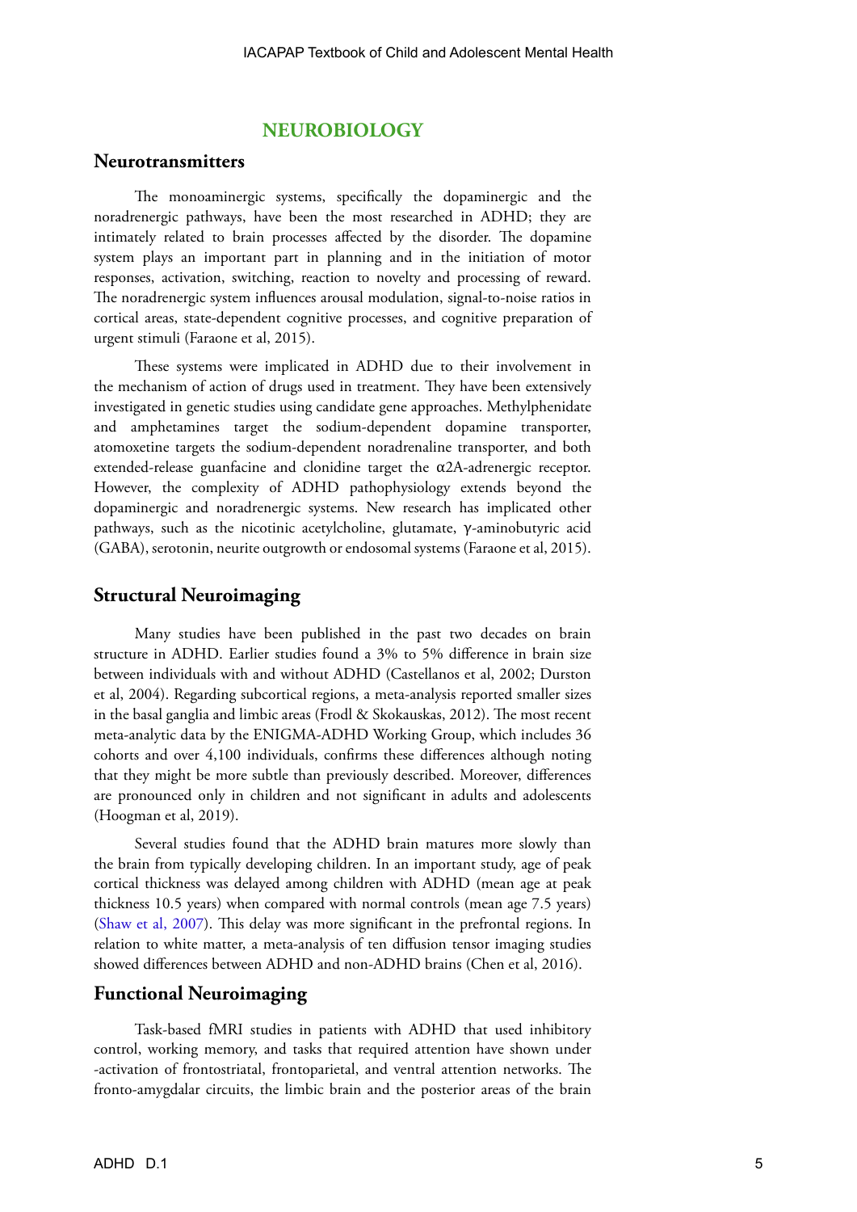## NEUROBIOLOGY

### Neurotransmitters

The monoaminergic systems, specifically the dopaminergic and the noradrenergic pathways, have been the most researched in ADHD; they are intimately related to brain processes affected by the disorder. The dopamine system plays an important part in planning and in the initiation of motor responses, activation, switching, reaction to novelty and processing of reward. The noradrenergic system influences arousal modulation, signal-to-noise ratios in cortical areas, state-dependent cognitive processes, and cognitive preparation of urgent stimuli (Faraone et al, 2015).

These systems were implicated in ADHD due to their involvement in the mechanism of action of drugs used in treatment. They have been extensively investigated in genetic studies using candidate gene approaches. Methylphenidate and amphetamines target the sodium-dependent dopamine transporter, atomoxetine targets the sodium-dependent noradrenaline transporter, and both extended-release guanfacine and clonidine target the α2A-adrenergic receptor. However, the complexity of ADHD pathophysiology extends beyond the dopaminergic and noradrenergic systems. New research has implicated other pathways, such as the nicotinic acetylcholine, glutamate, γ-aminobutyric acid (GABA), serotonin, neurite outgrowth or endosomal systems (Faraone et al, 2015).

### Structural Neuroimaging

Many studies have been published in the past two decades on brain structure in ADHD. Earlier studies found a 3% to 5% difference in brain size between individuals with and without ADHD (Castellanos et al, 2002; Durston et al, 2004). Regarding subcortical regions, a meta-analysis reported smaller sizes in the basal ganglia and limbic areas (Frodl & Skokauskas, 2012). The most recent meta-analytic data by the ENIGMA-ADHD Working Group, which includes 36 cohorts and over 4,100 individuals, confirms these differences although noting that they might be more subtle than previously described. Moreover, differences are pronounced only in children and not significant in adults and adolescents (Hoogman et al, 2019).

Several studies found that the ADHD brain matures more slowly than the brain from typically developing children. In an important study, age of peak cortical thickness was delayed among children with ADHD (mean age at peak thickness 10.5 years) when compared with normal controls (mean age 7.5 years) (Shaw et al, 2007). This delay was more significant in the prefrontal regions. In relation to white matter, a meta-analysis of ten diffusion tensor imaging studies showed differences between ADHD and non-ADHD brains (Chen et al, 2016).

### Functional Neuroimaging

Task-based fMRI studies in patients with ADHD that used inhibitory control, working memory, and tasks that required attention have shown under-activation of frontostriatal, frontoparietal, and ventral attention networks. The fronto-amygdalar circuits, the limbic brain and the posterior areas of the brain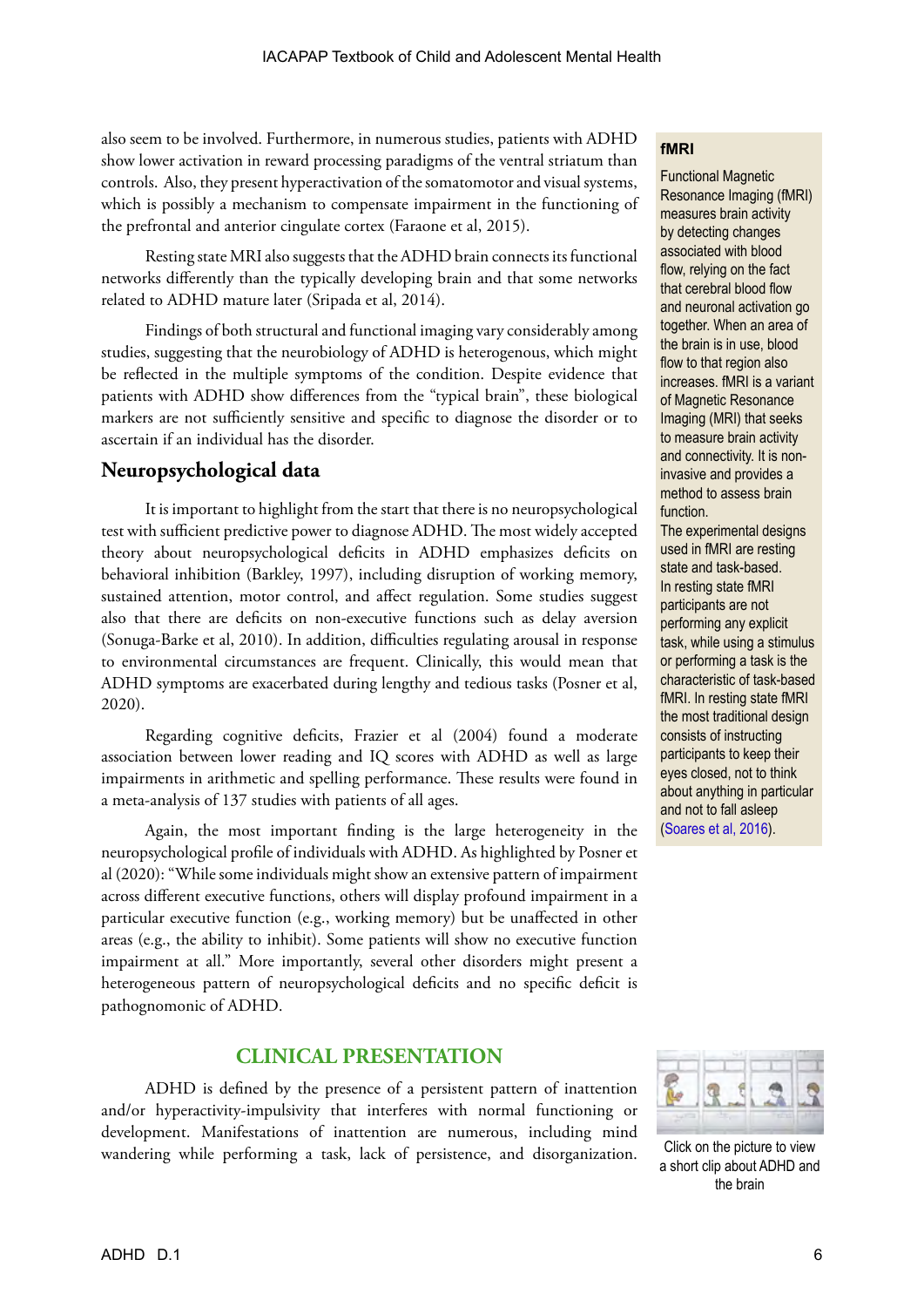also seem to be involved. Furthermore, in numerous studies, patients with ADHD show lower activation in reward processing paradigms of the ventral striatum than controls. Also, they present hyperactivation of the somatomotor and visual systems, which is possibly a mechanism to compensate impairment in the functioning of the prefrontal and anterior cingulate cortex (Faraone et al, 2015).

Resting state MRI also suggests that the ADHD brain connects its functional networks differently than the typically developing brain and that some networks related to ADHD mature later (Sripada et al, 2014).

Findings of both structural and functional imaging vary considerably among studies, suggesting that the neurobiology of ADHD is heterogenous, which might be reflected in the multiple symptoms of the condition. Despite evidence that patients with ADHD show differences from the "typical brain", these biological markers are not sufficiently sensitive and specific to diagnose the disorder or to ascertain if an individual has the disorder.

> **fMRI**
>
> Functional Magnetic Resonance Imaging (fMRI) measures brain activity by detecting changes associated with blood flow, relying on the fact that cerebral blood flow and neuronal activation go together. When an area of the brain is in use, blood flow to that region also increases. fMRI is a variant of Magnetic Resonance Imaging (MRI) that seeks to measure brain activity and connectivity. It is non-invasive and provides a method to assess brain function.
>
> The experimental designs used in fMRI are resting state and task-based. In resting state fMRI participants are not performing any explicit task, while using a stimulus or performing a task is the characteristic of task-based fMRI. In resting state fMRI the most traditional design consists of instructing participants to keep their eyes closed, not to think about anything in particular and not to fall asleep (Soares et al, 2016).

## Neuropsychological data

It is important to highlight from the start that there is no neuropsychological test with sufficient predictive power to diagnose ADHD. The most widely accepted theory about neuropsychological deficits in ADHD emphasizes deficits on behavioral inhibition (Barkley, 1997), including disruption of working memory, sustained attention, motor control, and affect regulation. Some studies suggest also that there are deficits on non-executive functions such as delay aversion (Sonuga-Barke et al, 2010). In addition, difficulties regulating arousal in response to environmental circumstances are frequent. Clinically, this would mean that ADHD symptoms are exacerbated during lengthy and tedious tasks (Posner et al, 2020).

Regarding cognitive deficits, Frazier et al (2004) found a moderate association between lower reading and IQ scores with ADHD as well as large impairments in arithmetic and spelling performance. These results were found in a meta-analysis of 137 studies with patients of all ages.

Again, the most important finding is the large heterogeneity in the neuropsychological profile of individuals with ADHD. As highlighted by Posner et al (2020): "While some individuals might show an extensive pattern of impairment across different executive functions, others will display profound impairment in a particular executive function (e.g., working memory) but be unaffected in other areas (e.g., the ability to inhibit). Some patients will show no executive function impairment at all." More importantly, several other disorders might present a heterogeneous pattern of neuropsychological deficits and no specific deficit is pathognomonic of ADHD.

# CLINICAL PRESENTATION

ADHD is defined by the presence of a persistent pattern of inattention and/or hyperactivity-impulsivity that interferes with normal functioning or development. Manifestations of inattention are numerous, including mind wandering while performing a task, lack of persistence, and disorganization.

Click on the picture to view a short clip about ADHD and the brain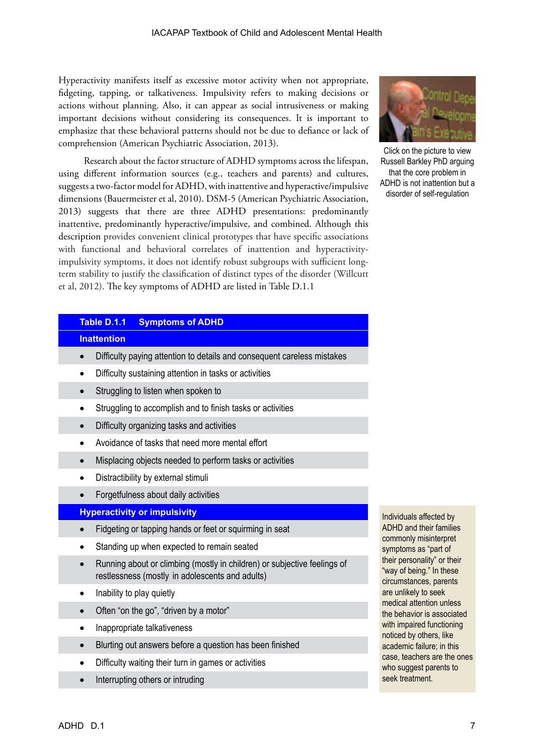Hyperactivity manifests itself as excessive motor activity when not appropriate, fidgeting, tapping, or talkativeness. Impulsivity refers to making decisions or actions without planning. Also, it can appear as social intrusiveness or making important decisions without considering its consequences. It is important to emphasize that these behavioral patterns should not be due to defiance or lack of comprehension (American Psychiatric Association, 2013).

Click on the picture to view Russell Barkley PhD arguing that the core problem in ADHD is not inattention but a disorder of self-regulation

Research about the factor structure of ADHD symptoms across the lifespan, using different information sources (e.g., teachers and parents) and cultures, suggests a two-factor model for ADHD, with inattentive and hyperactive/impulsive dimensions (Bauermeister et al, 2010). DSM-5 (American Psychiatric Association, 2013) suggests that there are three ADHD presentations: predominantly inattentive, predominantly hyperactive/impulsive, and combined. Although this description provides convenient clinical prototypes that have specific associations with functional and behavioral correlates of inattention and hyperactivity-impulsivity symptoms, it does not identify robust subgroups with sufficient long-term stability to justify the classification of distinct types of the disorder (Willcutt et al, 2012). The key symptoms of ADHD are listed in Table D.1.1

| **Table D.1.1 Symptoms of ADHD** |
|---|
| **Inattention** |
| • Difficulty paying attention to details and consequent careless mistakes |
| • Difficulty sustaining attention in tasks or activities |
| • Struggling to listen when spoken to |
| • Struggling to accomplish and to finish tasks or activities |
| • Difficulty organizing tasks and activities |
| • Avoidance of tasks that need more mental effort |
| • Misplacing objects needed to perform tasks or activities |
| • Distractibility by external stimuli |
| • Forgetfulness about daily activities |
| **Hyperactivity or impulsivity** |
| • Fidgeting or tapping hands or feet or squirming in seat |
| • Standing up when expected to remain seated |
| • Running about or climbing (mostly in children) or subjective feelings of restlessness (mostly in adolescents and adults) |
| • Inability to play quietly |
| • Often "on the go", "driven by a motor" |
| • Inappropriate talkativeness |
| • Blurting out answers before a question has been finished |
| • Difficulty waiting their turn in games or activities |
| • Interrupting others or intruding |

Individuals affected by ADHD and their families commonly misinterpret symptoms as "part of their personality" or their "way of being." In these circumstances, parents are unlikely to seek medical attention unless the behavior is associated with impaired functioning noticed by others, like academic failure; in this case, teachers are the ones who suggest parents to seek treatment.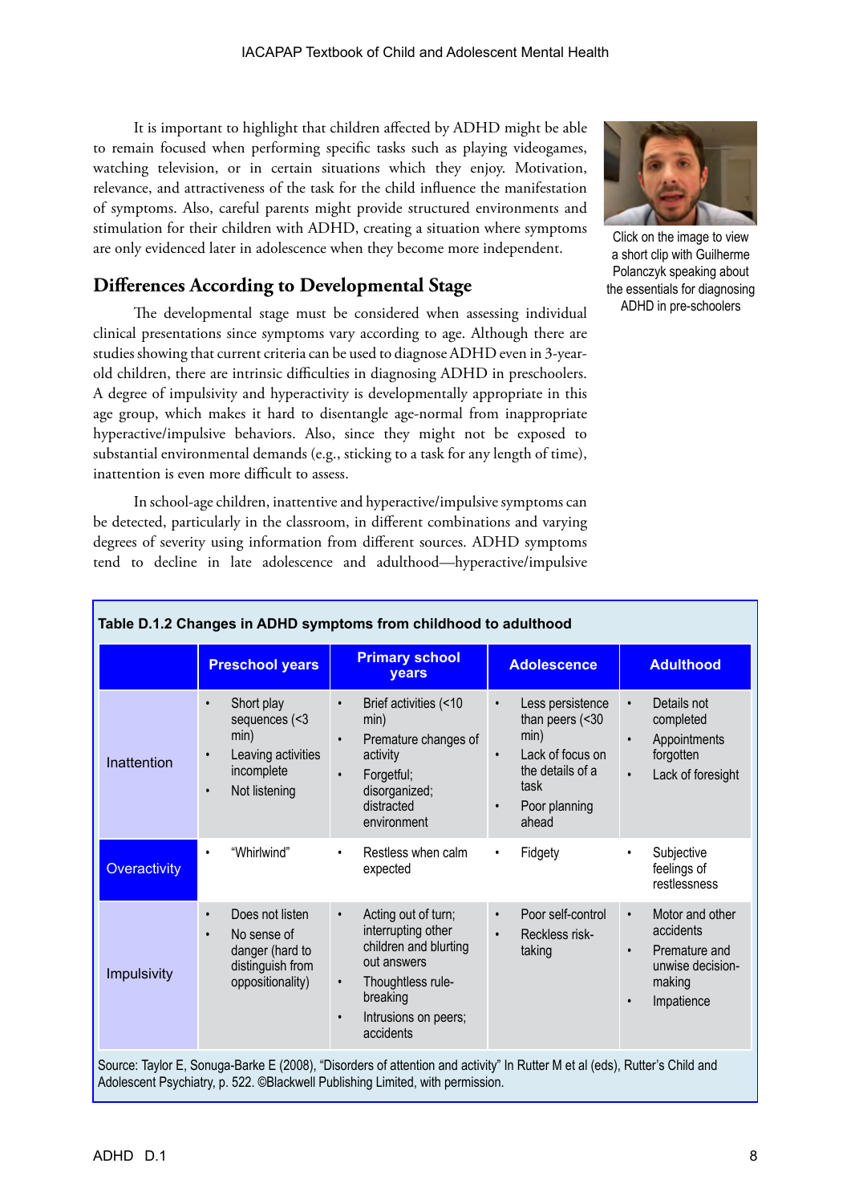It is important to highlight that children affected by ADHD might be able to remain focused when performing specific tasks such as playing videogames, watching television, or in certain situations which they enjoy. Motivation, relevance, and attractiveness of the task for the child influence the manifestation of symptoms. Also, careful parents might provide structured environments and stimulation for their children with ADHD, creating a situation where symptoms are only evidenced later in adolescence when they become more independent.

Click on the image to view a short clip with Guilherme Polanczyk speaking about the essentials for diagnosing ADHD in pre-schoolers

## Differences According to Developmental Stage

The developmental stage must be considered when assessing individual clinical presentations since symptoms vary according to age. Although there are studies showing that current criteria can be used to diagnose ADHD even in 3-year-old children, there are intrinsic difficulties in diagnosing ADHD in preschoolers. A degree of impulsivity and hyperactivity is developmentally appropriate in this age group, which makes it hard to disentangle age-normal from inappropriate hyperactive/impulsive behaviors. Also, since they might not be exposed to substantial environmental demands (e.g., sticking to a task for any length of time), inattention is even more difficult to assess.

In school-age children, inattentive and hyperactive/impulsive symptoms can be detected, particularly in the classroom, in different combinations and varying degrees of severity using information from different sources. ADHD symptoms tend to decline in late adolescence and adulthood—hyperactive/impulsive

**Table D.1.2 Changes in ADHD symptoms from childhood to adulthood**

| | Preschool years | Primary school years | Adolescence | Adulthood |
|---|---|---|---|---|
| Inattention | • Short play sequences (<3 min)<br>• Leaving activities incomplete<br>• Not listening | • Brief activities (<10 min)<br>• Premature changes of activity<br>• Forgetful; disorganized; distracted environment | • Less persistence than peers (<30 min)<br>• Lack of focus on the details of a task<br>• Poor planning ahead | • Details not completed<br>• Appointments forgotten<br>• Lack of foresight |
| Overactivity | • "Whirlwind" | • Restless when calm expected | • Fidgety | • Subjective feelings of restlessness |
| Impulsivity | • Does not listen<br>• No sense of danger (hard to distinguish from oppositionality) | • Acting out of turn; interrupting other children and blurting out answers<br>• Thoughtless rule-breaking<br>• Intrusions on peers; accidents | • Poor self-control<br>• Reckless risk-taking | • Motor and other accidents<br>• Premature and unwise decision-making<br>• Impatience |

Source: Taylor E, Sonuga-Barke E (2008), "Disorders of attention and activity" In Rutter M et al (eds), Rutter's Child and Adolescent Psychiatry, p. 522. ©Blackwell Publishing Limited, with permission.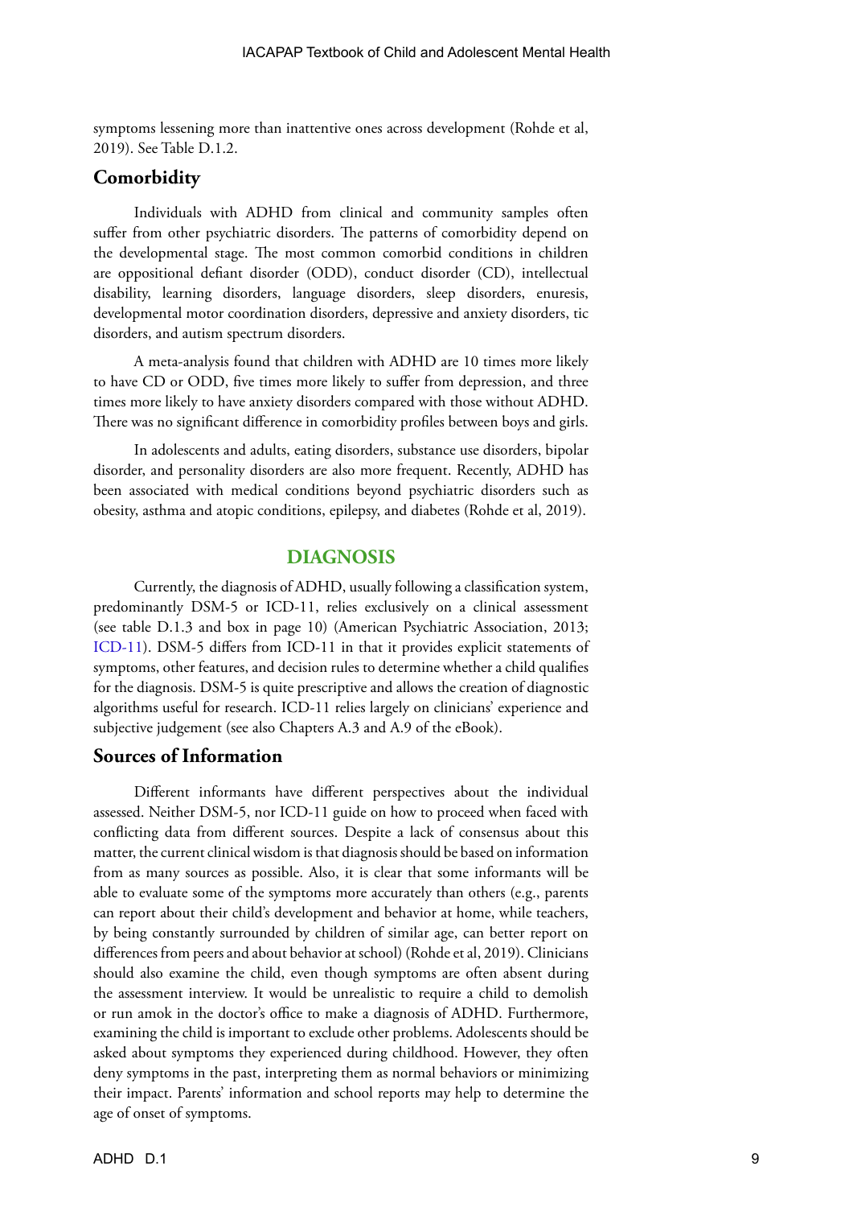symptoms lessening more than inattentive ones across development (Rohde et al, 2019). See Table D.1.2.

## Comorbidity

Individuals with ADHD from clinical and community samples often suffer from other psychiatric disorders. The patterns of comorbidity depend on the developmental stage. The most common comorbid conditions in children are oppositional defiant disorder (ODD), conduct disorder (CD), intellectual disability, learning disorders, language disorders, sleep disorders, enuresis, developmental motor coordination disorders, depressive and anxiety disorders, tic disorders, and autism spectrum disorders.

A meta-analysis found that children with ADHD are 10 times more likely to have CD or ODD, five times more likely to suffer from depression, and three times more likely to have anxiety disorders compared with those without ADHD. There was no significant difference in comorbidity profiles between boys and girls.

In adolescents and adults, eating disorders, substance use disorders, bipolar disorder, and personality disorders are also more frequent. Recently, ADHD has been associated with medical conditions beyond psychiatric disorders such as obesity, asthma and atopic conditions, epilepsy, and diabetes (Rohde et al, 2019).

# DIAGNOSIS

Currently, the diagnosis of ADHD, usually following a classification system, predominantly DSM-5 or ICD-11, relies exclusively on a clinical assessment (see table D.1.3 and box in page 10) (American Psychiatric Association, 2013; ICD-11). DSM-5 differs from ICD-11 in that it provides explicit statements of symptoms, other features, and decision rules to determine whether a child qualifies for the diagnosis. DSM-5 is quite prescriptive and allows the creation of diagnostic algorithms useful for research. ICD-11 relies largely on clinicians' experience and subjective judgement (see also Chapters A.3 and A.9 of the eBook).

## Sources of Information

Different informants have different perspectives about the individual assessed. Neither DSM-5, nor ICD-11 guide on how to proceed when faced with conflicting data from different sources. Despite a lack of consensus about this matter, the current clinical wisdom is that diagnosis should be based on information from as many sources as possible. Also, it is clear that some informants will be able to evaluate some of the symptoms more accurately than others (e.g., parents can report about their child's development and behavior at home, while teachers, by being constantly surrounded by children of similar age, can better report on differences from peers and about behavior at school) (Rohde et al, 2019). Clinicians should also examine the child, even though symptoms are often absent during the assessment interview. It would be unrealistic to require a child to demolish or run amok in the doctor's office to make a diagnosis of ADHD. Furthermore, examining the child is important to exclude other problems. Adolescents should be asked about symptoms they experienced during childhood. However, they often deny symptoms in the past, interpreting them as normal behaviors or minimizing their impact. Parents' information and school reports may help to determine the age of onset of symptoms.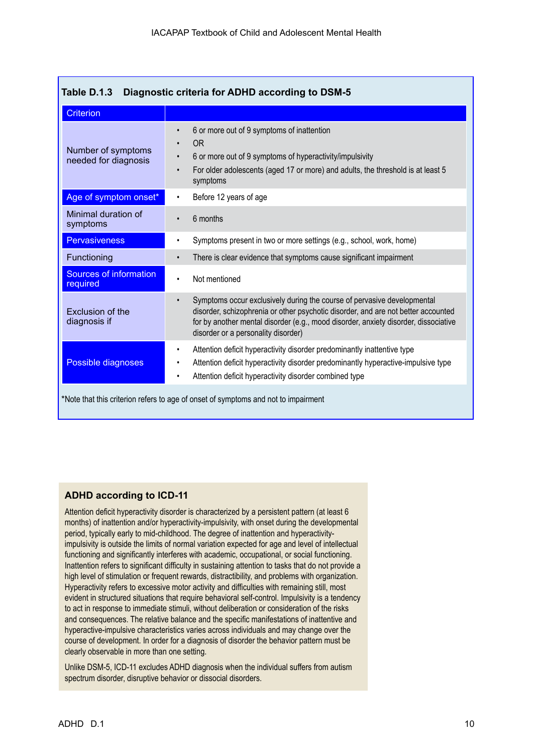**Table D.1.3 Diagnostic criteria for ADHD according to DSM-5**

| Criterion | |
|---|---|
| Number of symptoms needed for diagnosis | • 6 or more out of 9 symptoms of inattention<br>• OR<br>• 6 or more out of 9 symptoms of hyperactivity/impulsivity<br>• For older adolescents (aged 17 or more) and adults, the threshold is at least 5 symptoms |
| Age of symptom onset* | • Before 12 years of age |
| Minimal duration of symptoms | • 6 months |
| Pervasiveness | • Symptoms present in two or more settings (e.g., school, work, home) |
| Functioning | • There is clear evidence that symptoms cause significant impairment |
| Sources of information required | • Not mentioned |
| Exclusion of the diagnosis if | • Symptoms occur exclusively during the course of pervasive developmental disorder, schizophrenia or other psychotic disorder, and are not better accounted for by another mental disorder (e.g., mood disorder, anxiety disorder, dissociative disorder or a personality disorder) |
| Possible diagnoses | • Attention deficit hyperactivity disorder predominantly inattentive type<br>• Attention deficit hyperactivity disorder predominantly hyperactive-impulsive type<br>• Attention deficit hyperactivity disorder combined type |

*Note that this criterion refers to age of onset of symptoms and not to impairment

### ADHD according to ICD-11

Attention deficit hyperactivity disorder is characterized by a persistent pattern (at least 6 months) of inattention and/or hyperactivity-impulsivity, with onset during the developmental period, typically early to mid-childhood. The degree of inattention and hyperactivity-impulsivity is outside the limits of normal variation expected for age and level of intellectual functioning and significantly interferes with academic, occupational, or social functioning. Inattention refers to significant difficulty in sustaining attention to tasks that do not provide a high level of stimulation or frequent rewards, distractibility, and problems with organization. Hyperactivity refers to excessive motor activity and difficulties with remaining still, most evident in structured situations that require behavioral self-control. Impulsivity is a tendency to act in response to immediate stimuli, without deliberation or consideration of the risks and consequences. The relative balance and the specific manifestations of inattentive and hyperactive-impulsive characteristics varies across individuals and may change over the course of development. In order for a diagnosis of disorder the behavior pattern must be clearly observable in more than one setting.

Unlike DSM-5, ICD-11 excludes ADHD diagnosis when the individual suffers from autism spectrum disorder, disruptive behavior or dissocial disorders.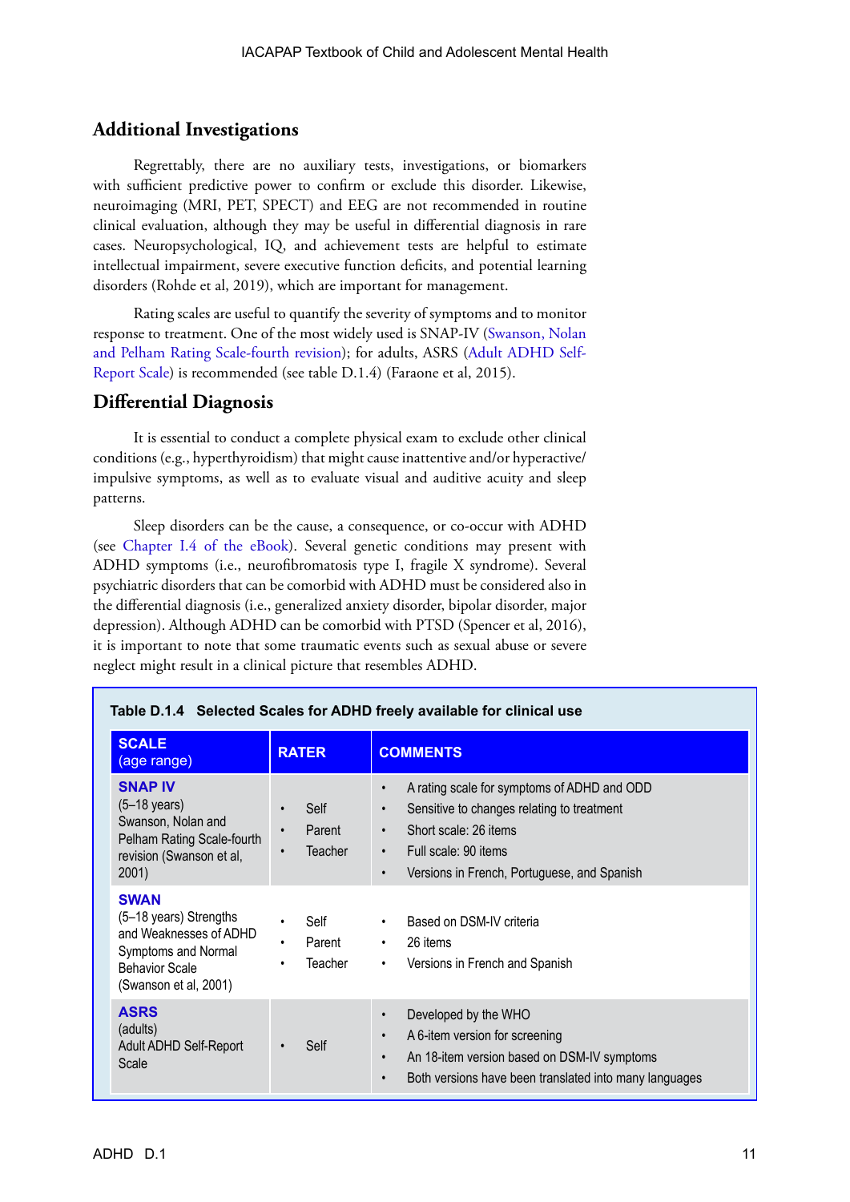## Additional Investigations

Regrettably, there are no auxiliary tests, investigations, or biomarkers with sufficient predictive power to confirm or exclude this disorder. Likewise, neuroimaging (MRI, PET, SPECT) and EEG are not recommended in routine clinical evaluation, although they may be useful in differential diagnosis in rare cases. Neuropsychological, IQ, and achievement tests are helpful to estimate intellectual impairment, severe executive function deficits, and potential learning disorders (Rohde et al, 2019), which are important for management.

Rating scales are useful to quantify the severity of symptoms and to monitor response to treatment. One of the most widely used is SNAP-IV (Swanson, Nolan and Pelham Rating Scale-fourth revision); for adults, ASRS (Adult ADHD Self-Report Scale) is recommended (see table D.1.4) (Faraone et al, 2015).

## Differential Diagnosis

It is essential to conduct a complete physical exam to exclude other clinical conditions (e.g., hyperthyroidism) that might cause inattentive and/or hyperactive/impulsive symptoms, as well as to evaluate visual and auditive acuity and sleep patterns.

Sleep disorders can be the cause, a consequence, or co-occur with ADHD (see Chapter I.4 of the eBook). Several genetic conditions may present with ADHD symptoms (i.e., neurofibromatosis type I, fragile X syndrome). Several psychiatric disorders that can be comorbid with ADHD must be considered also in the differential diagnosis (i.e., generalized anxiety disorder, bipolar disorder, major depression). Although ADHD can be comorbid with PTSD (Spencer et al, 2016), it is important to note that some traumatic events such as sexual abuse or severe neglect might result in a clinical picture that resembles ADHD.

**Table D.1.4 Selected Scales for ADHD freely available for clinical use**

| SCALE (age range) | RATER | COMMENTS |
|---|---|---|
| **SNAP IV** (5–18 years) Swanson, Nolan and Pelham Rating Scale-fourth revision (Swanson et al, 2001) | • Self<br>• Parent<br>• Teacher | • A rating scale for symptoms of ADHD and ODD<br>• Sensitive to changes relating to treatment<br>• Short scale: 26 items<br>• Full scale: 90 items<br>• Versions in French, Portuguese, and Spanish |
| **SWAN** (5–18 years) Strengths and Weaknesses of ADHD Symptoms and Normal Behavior Scale (Swanson et al, 2001) | • Self<br>• Parent<br>• Teacher | • Based on DSM-IV criteria<br>• 26 items<br>• Versions in French and Spanish |
| **ASRS** (adults) Adult ADHD Self-Report Scale | • Self | • Developed by the WHO<br>• A 6-item version for screening<br>• An 18-item version based on DSM-IV symptoms<br>• Both versions have been translated into many languages |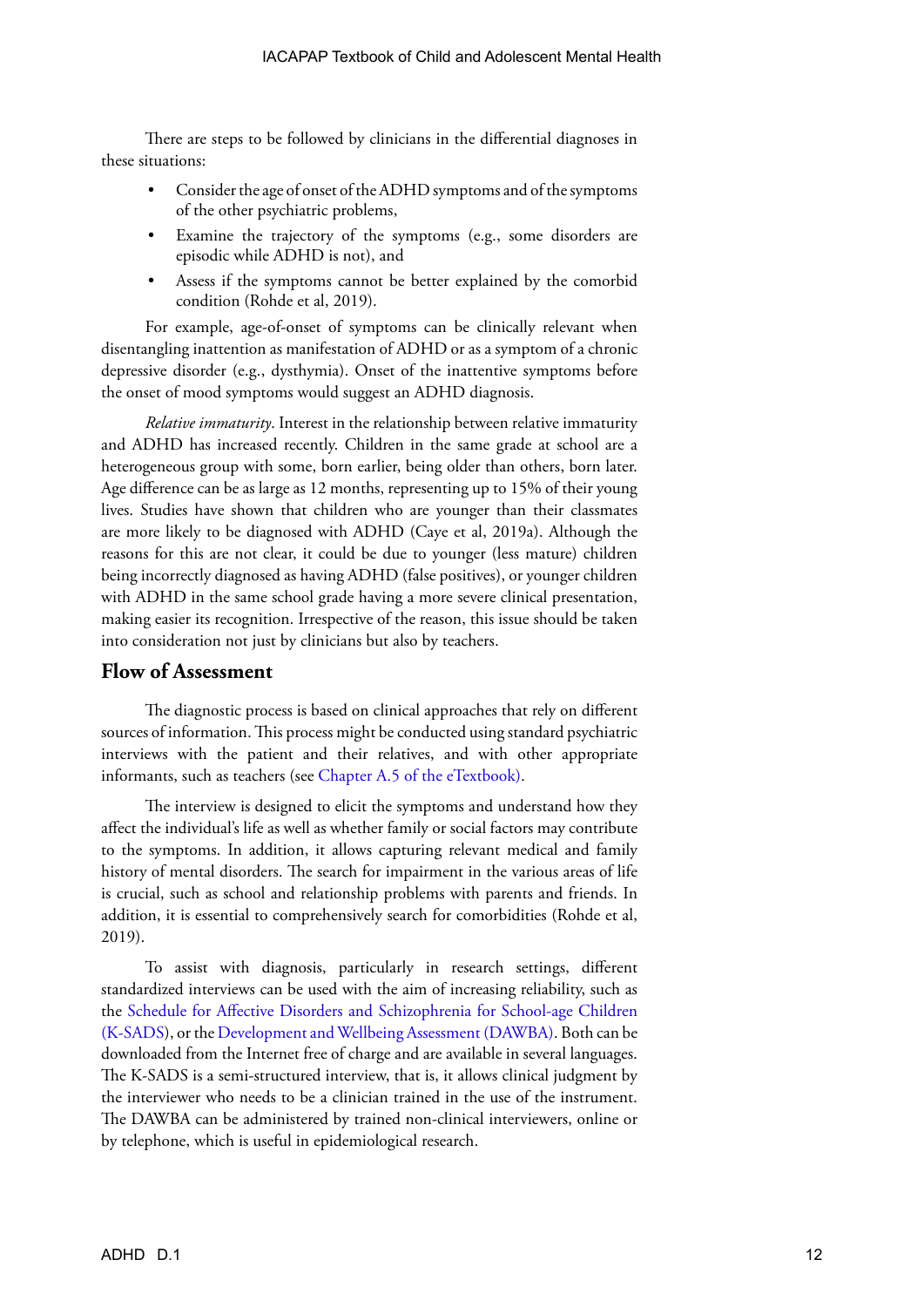There are steps to be followed by clinicians in the differential diagnoses in these situations:

- Consider the age of onset of the ADHD symptoms and of the symptoms of the other psychiatric problems,
- Examine the trajectory of the symptoms (e.g., some disorders are episodic while ADHD is not), and
- Assess if the symptoms cannot be better explained by the comorbid condition (Rohde et al, 2019).

For example, age-of-onset of symptoms can be clinically relevant when disentangling inattention as manifestation of ADHD or as a symptom of a chronic depressive disorder (e.g., dysthymia). Onset of the inattentive symptoms before the onset of mood symptoms would suggest an ADHD diagnosis.

*Relative immaturity*. Interest in the relationship between relative immaturity and ADHD has increased recently. Children in the same grade at school are a heterogeneous group with some, born earlier, being older than others, born later. Age difference can be as large as 12 months, representing up to 15% of their young lives. Studies have shown that children who are younger than their classmates are more likely to be diagnosed with ADHD (Caye et al, 2019a). Although the reasons for this are not clear, it could be due to younger (less mature) children being incorrectly diagnosed as having ADHD (false positives), or younger children with ADHD in the same school grade having a more severe clinical presentation, making easier its recognition. Irrespective of the reason, this issue should be taken into consideration not just by clinicians but also by teachers.

## Flow of Assessment

The diagnostic process is based on clinical approaches that rely on different sources of information. This process might be conducted using standard psychiatric interviews with the patient and their relatives, and with other appropriate informants, such as teachers (see Chapter A.5 of the eTextbook).

The interview is designed to elicit the symptoms and understand how they affect the individual's life as well as whether family or social factors may contribute to the symptoms. In addition, it allows capturing relevant medical and family history of mental disorders. The search for impairment in the various areas of life is crucial, such as school and relationship problems with parents and friends. In addition, it is essential to comprehensively search for comorbidities (Rohde et al, 2019).

To assist with diagnosis, particularly in research settings, different standardized interviews can be used with the aim of increasing reliability, such as the Schedule for Affective Disorders and Schizophrenia for School-age Children (K-SADS), or the Development and Wellbeing Assessment (DAWBA). Both can be downloaded from the Internet free of charge and are available in several languages. The K-SADS is a semi-structured interview, that is, it allows clinical judgment by the interviewer who needs to be a clinician trained in the use of the instrument. The DAWBA can be administered by trained non-clinical interviewers, online or by telephone, which is useful in epidemiological research.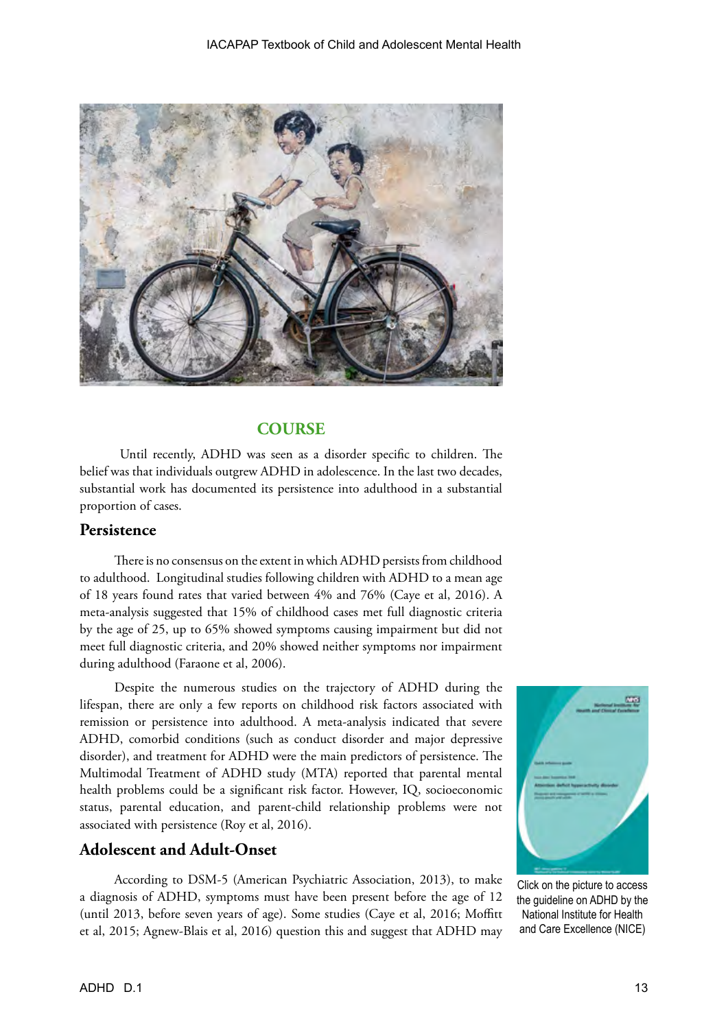## COURSE

Until recently, ADHD was seen as a disorder specific to children. The belief was that individuals outgrew ADHD in adolescence. In the last two decades, substantial work has documented its persistence into adulthood in a substantial proportion of cases.

### Persistence

There is no consensus on the extent in which ADHD persists from childhood to adulthood. Longitudinal studies following children with ADHD to a mean age of 18 years found rates that varied between 4% and 76% (Caye et al, 2016). A meta-analysis suggested that 15% of childhood cases met full diagnostic criteria by the age of 25, up to 65% showed symptoms causing impairment but did not meet full diagnostic criteria, and 20% showed neither symptoms nor impairment during adulthood (Faraone et al, 2006).

Despite the numerous studies on the trajectory of ADHD during the lifespan, there are only a few reports on childhood risk factors associated with remission or persistence into adulthood. A meta-analysis indicated that severe ADHD, comorbid conditions (such as conduct disorder and major depressive disorder), and treatment for ADHD were the main predictors of persistence. The Multimodal Treatment of ADHD study (MTA) reported that parental mental health problems could be a significant risk factor. However, IQ, socioeconomic status, parental education, and parent-child relationship problems were not associated with persistence (Roy et al, 2016).

### Adolescent and Adult-Onset

According to DSM-5 (American Psychiatric Association, 2013), to make a diagnosis of ADHD, symptoms must have been present before the age of 12 (until 2013, before seven years of age). Some studies (Caye et al, 2016; Moffitt et al, 2015; Agnew-Blais et al, 2016) question this and suggest that ADHD may

Click on the picture to access the guideline on ADHD by the National Institute for Health and Care Excellence (NICE)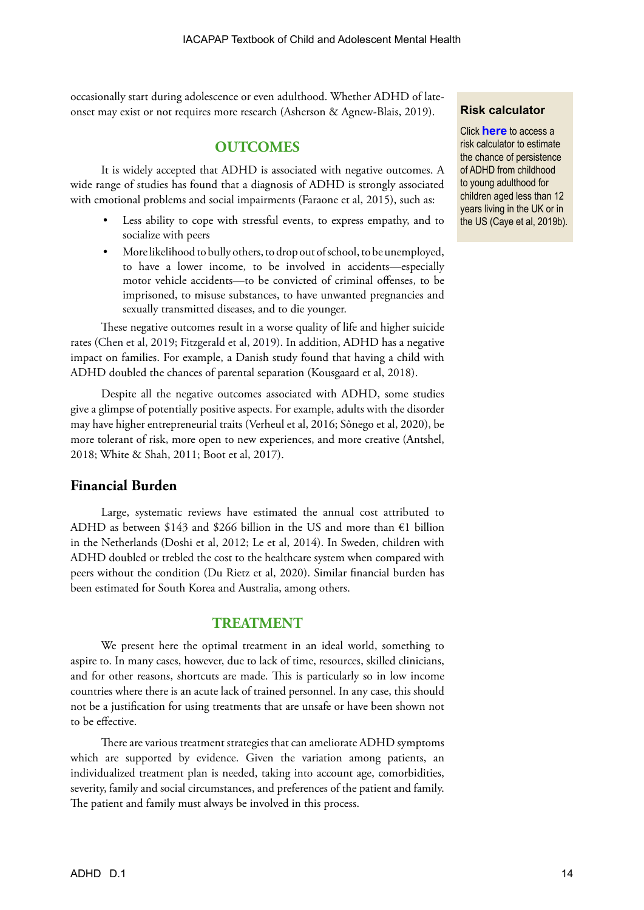occasionally start during adolescence or even adulthood. Whether ADHD of late-onset may exist or not requires more research (Asherson & Agnew-Blais, 2019).

## OUTCOMES

It is widely accepted that ADHD is associated with negative outcomes. A wide range of studies has found that a diagnosis of ADHD is strongly associated with emotional problems and social impairments (Faraone et al, 2015), such as:

- Less ability to cope with stressful events, to express empathy, and to socialize with peers
- More likelihood to bully others, to drop out of school, to be unemployed, to have a lower income, to be involved in accidents—especially motor vehicle accidents—to be convicted of criminal offenses, to be imprisoned, to misuse substances, to have unwanted pregnancies and sexually transmitted diseases, and to die younger.

These negative outcomes result in a worse quality of life and higher suicide rates (Chen et al, 2019; Fitzgerald et al, 2019). In addition, ADHD has a negative impact on families. For example, a Danish study found that having a child with ADHD doubled the chances of parental separation (Kousgaard et al, 2018).

Despite all the negative outcomes associated with ADHD, some studies give a glimpse of potentially positive aspects. For example, adults with the disorder may have higher entrepreneurial traits (Verheul et al, 2016; Sônego et al, 2020), be more tolerant of risk, more open to new experiences, and more creative (Antshel, 2018; White & Shah, 2011; Boot et al, 2017).

> **Risk calculator**
>
> Click **here** to access a risk calculator to estimate the chance of persistence of ADHD from childhood to young adulthood for children aged less than 12 years living in the UK or in the US (Caye et al, 2019b).

### Financial Burden

Large, systematic reviews have estimated the annual cost attributed to ADHD as between $143 and $266 billion in the US and more than €1 billion in the Netherlands (Doshi et al, 2012; Le et al, 2014). In Sweden, children with ADHD doubled or trebled the cost to the healthcare system when compared with peers without the condition (Du Rietz et al, 2020). Similar financial burden has been estimated for South Korea and Australia, among others.

## TREATMENT

We present here the optimal treatment in an ideal world, something to aspire to. In many cases, however, due to lack of time, resources, skilled clinicians, and for other reasons, shortcuts are made. This is particularly so in low income countries where there is an acute lack of trained personnel. In any case, this should not be a justification for using treatments that are unsafe or have been shown not to be effective.

There are various treatment strategies that can ameliorate ADHD symptoms which are supported by evidence. Given the variation among patients, an individualized treatment plan is needed, taking into account age, comorbidities, severity, family and social circumstances, and preferences of the patient and family. The patient and family must always be involved in this process.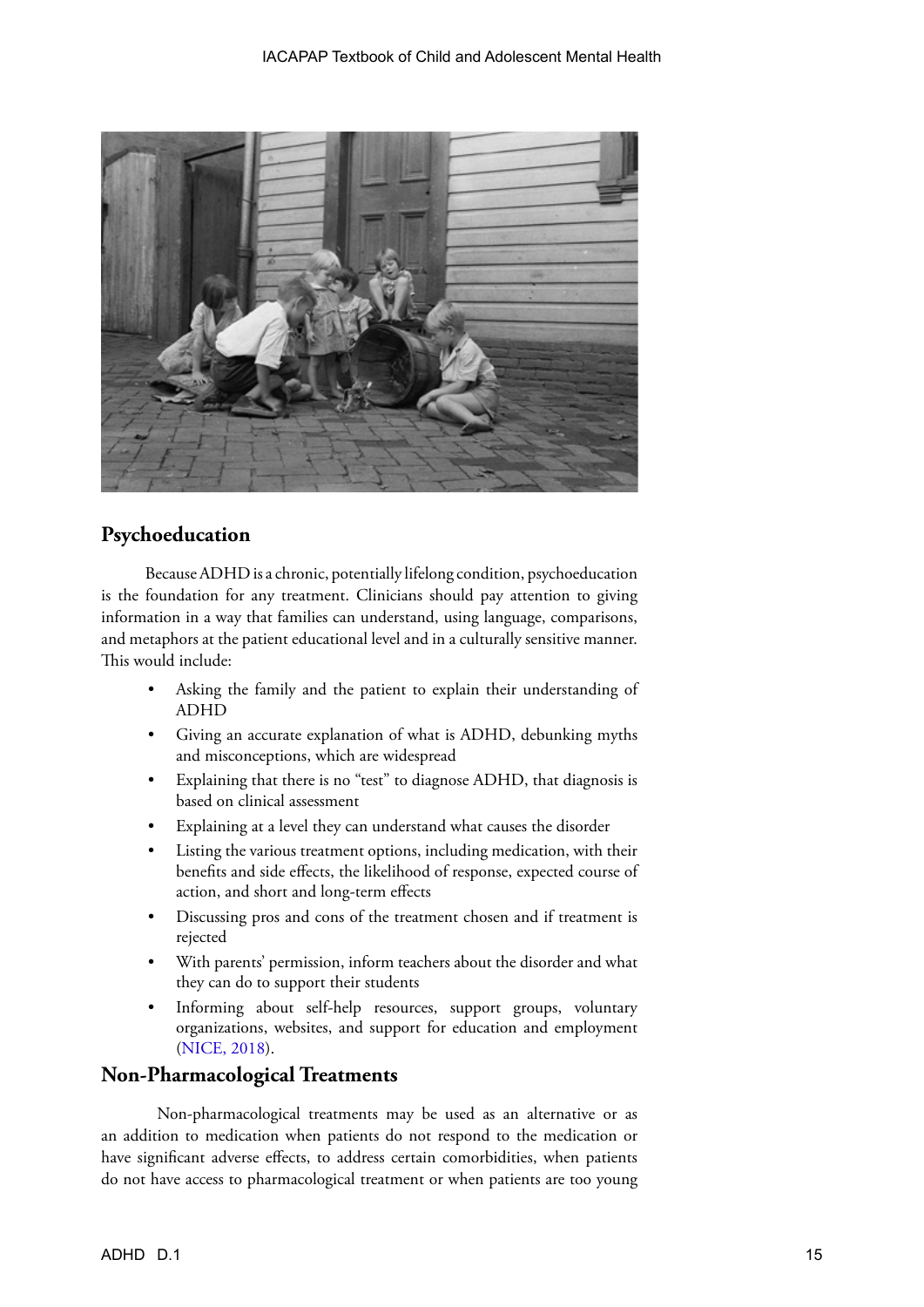## Psychoeducation

Because ADHD is a chronic, potentially lifelong condition, psychoeducation is the foundation for any treatment. Clinicians should pay attention to giving information in a way that families can understand, using language, comparisons, and metaphors at the patient educational level and in a culturally sensitive manner. This would include:

- Asking the family and the patient to explain their understanding of ADHD
- Giving an accurate explanation of what is ADHD, debunking myths and misconceptions, which are widespread
- Explaining that there is no "test" to diagnose ADHD, that diagnosis is based on clinical assessment
- Explaining at a level they can understand what causes the disorder
- Listing the various treatment options, including medication, with their benefits and side effects, the likelihood of response, expected course of action, and short and long-term effects
- Discussing pros and cons of the treatment chosen and if treatment is rejected
- With parents' permission, inform teachers about the disorder and what they can do to support their students
- Informing about self-help resources, support groups, voluntary organizations, websites, and support for education and employment (NICE, 2018).

## Non-Pharmacological Treatments

Non-pharmacological treatments may be used as an alternative or as an addition to medication when patients do not respond to the medication or have significant adverse effects, to address certain comorbidities, when patients do not have access to pharmacological treatment or when patients are too young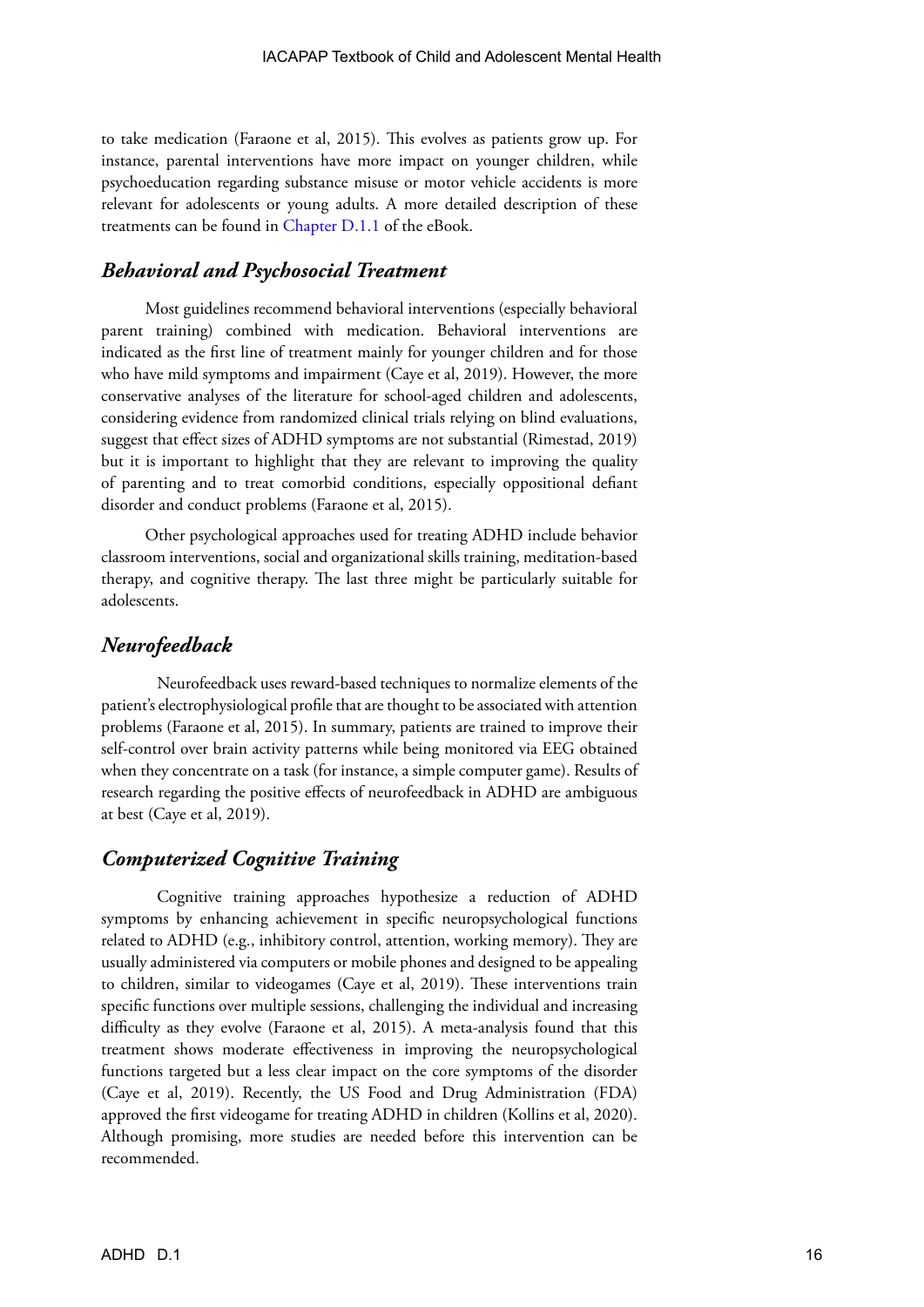to take medication (Faraone et al, 2015). This evolves as patients grow up. For instance, parental interventions have more impact on younger children, while psychoeducation regarding substance misuse or motor vehicle accidents is more relevant for adolescents or young adults. A more detailed description of these treatments can be found in Chapter D.1.1 of the eBook.

## *Behavioral and Psychosocial Treatment*

Most guidelines recommend behavioral interventions (especially behavioral parent training) combined with medication. Behavioral interventions are indicated as the first line of treatment mainly for younger children and for those who have mild symptoms and impairment (Caye et al, 2019). However, the more conservative analyses of the literature for school-aged children and adolescents, considering evidence from randomized clinical trials relying on blind evaluations, suggest that effect sizes of ADHD symptoms are not substantial (Rimestad, 2019) but it is important to highlight that they are relevant to improving the quality of parenting and to treat comorbid conditions, especially oppositional defiant disorder and conduct problems (Faraone et al, 2015).

Other psychological approaches used for treating ADHD include behavior classroom interventions, social and organizational skills training, meditation-based therapy, and cognitive therapy. The last three might be particularly suitable for adolescents.

## *Neurofeedback*

Neurofeedback uses reward-based techniques to normalize elements of the patient's electrophysiological profile that are thought to be associated with attention problems (Faraone et al, 2015). In summary, patients are trained to improve their self-control over brain activity patterns while being monitored via EEG obtained when they concentrate on a task (for instance, a simple computer game). Results of research regarding the positive effects of neurofeedback in ADHD are ambiguous at best (Caye et al, 2019).

## *Computerized Cognitive Training*

Cognitive training approaches hypothesize a reduction of ADHD symptoms by enhancing achievement in specific neuropsychological functions related to ADHD (e.g., inhibitory control, attention, working memory). They are usually administered via computers or mobile phones and designed to be appealing to children, similar to videogames (Caye et al, 2019). These interventions train specific functions over multiple sessions, challenging the individual and increasing difficulty as they evolve (Faraone et al, 2015). A meta-analysis found that this treatment shows moderate effectiveness in improving the neuropsychological functions targeted but a less clear impact on the core symptoms of the disorder (Caye et al, 2019). Recently, the US Food and Drug Administration (FDA) approved the first videogame for treating ADHD in children (Kollins et al, 2020). Although promising, more studies are needed before this intervention can be recommended.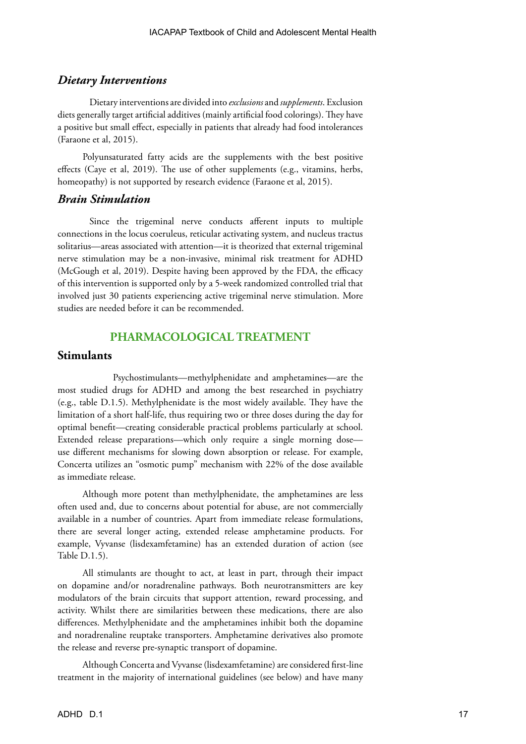### *Dietary Interventions*

Dietary interventions are divided into *exclusions* and *supplements*. Exclusion diets generally target artificial additives (mainly artificial food colorings). They have a positive but small effect, especially in patients that already had food intolerances (Faraone et al, 2015).

Polyunsaturated fatty acids are the supplements with the best positive effects (Caye et al, 2019). The use of other supplements (e.g., vitamins, herbs, homeopathy) is not supported by research evidence (Faraone et al, 2015).

### *Brain Stimulation*

Since the trigeminal nerve conducts afferent inputs to multiple connections in the locus coeruleus, reticular activating system, and nucleus tractus solitarius—areas associated with attention—it is theorized that external trigeminal nerve stimulation may be a non-invasive, minimal risk treatment for ADHD (McGough et al, 2019). Despite having been approved by the FDA, the efficacy of this intervention is supported only by a 5-week randomized controlled trial that involved just 30 patients experiencing active trigeminal nerve stimulation. More studies are needed before it can be recommended.

## PHARMACOLOGICAL TREATMENT

### Stimulants

Psychostimulants—methylphenidate and amphetamines—are the most studied drugs for ADHD and among the best researched in psychiatry (e.g., table D.1.5). Methylphenidate is the most widely available. They have the limitation of a short half-life, thus requiring two or three doses during the day for optimal benefit—creating considerable practical problems particularly at school. Extended release preparations—which only require a single morning dose—use different mechanisms for slowing down absorption or release. For example, Concerta utilizes an "osmotic pump" mechanism with 22% of the dose available as immediate release.

Although more potent than methylphenidate, the amphetamines are less often used and, due to concerns about potential for abuse, are not commercially available in a number of countries. Apart from immediate release formulations, there are several longer acting, extended release amphetamine products. For example, Vyvanse (lisdexamfetamine) has an extended duration of action (see Table D.1.5).

All stimulants are thought to act, at least in part, through their impact on dopamine and/or noradrenaline pathways. Both neurotransmitters are key modulators of the brain circuits that support attention, reward processing, and activity. Whilst there are similarities between these medications, there are also differences. Methylphenidate and the amphetamines inhibit both the dopamine and noradrenaline reuptake transporters. Amphetamine derivatives also promote the release and reverse pre-synaptic transport of dopamine.

Although Concerta and Vyvanse (lisdexamfetamine) are considered first-line treatment in the majority of international guidelines (see below) and have many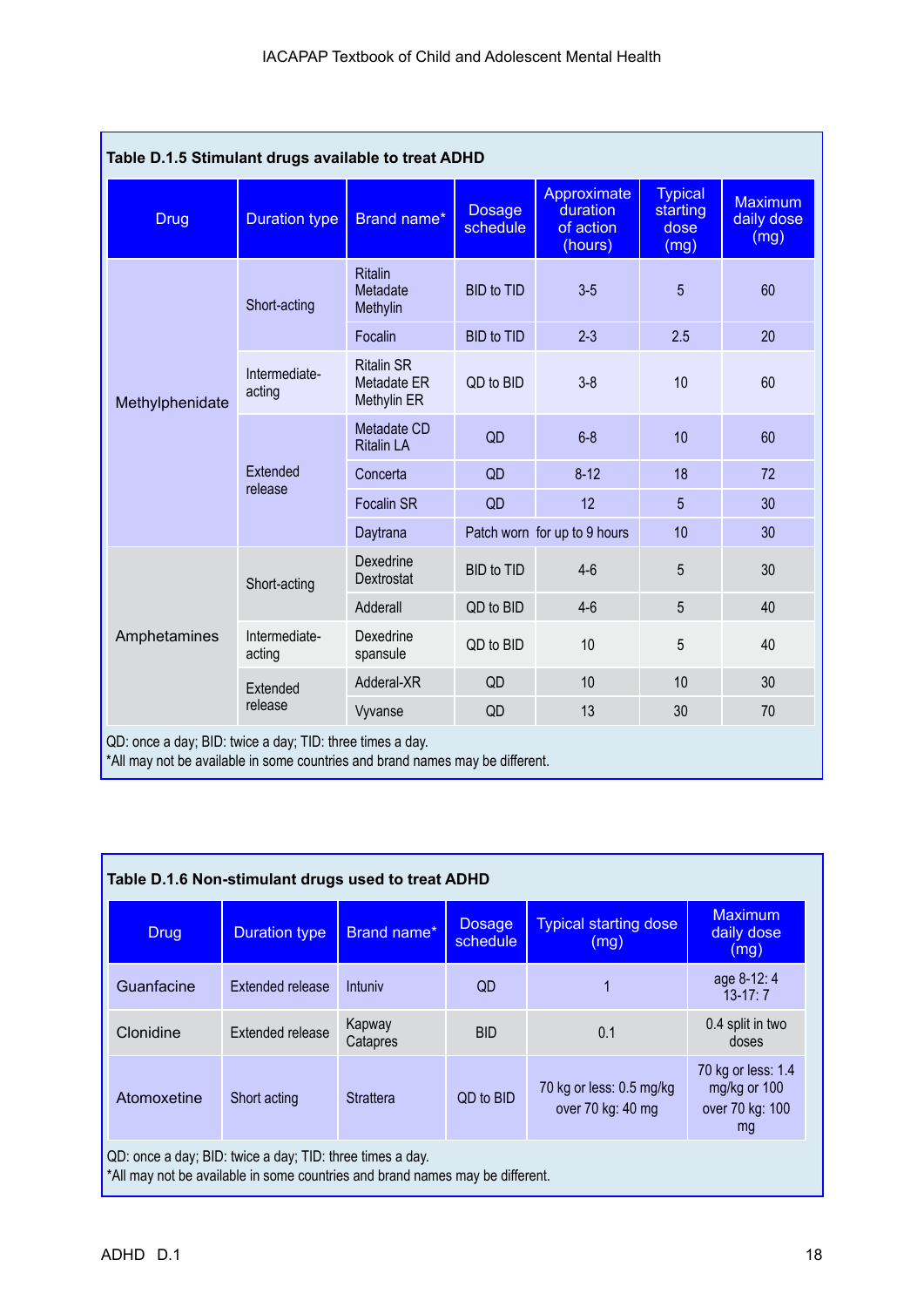**Table D.1.5 Stimulant drugs available to treat ADHD**

| Drug | Duration type | Brand name* | Dosage schedule | Approximate duration of action (hours) | Typical starting dose (mg) | Maximum daily dose (mg) |
|---|---|---|---|---|---|---|
| Methylphenidate | Short-acting | Ritalin Metadate Methylin | BID to TID | 3-5 | 5 | 60 |
| | | Focalin | BID to TID | 2-3 | 2.5 | 20 |
| | Intermediate-acting | Ritalin SR Metadate ER Methylin ER | QD to BID | 3-8 | 10 | 60 |
| | Extended release | Metadate CD Ritalin LA | QD | 6-8 | 10 | 60 |
| | | Concerta | QD | 8-12 | 18 | 72 |
| | | Focalin SR | QD | 12 | 5 | 30 |
| | | Daytrana | Patch worn | for up to 9 hours | 10 | 30 |
| Amphetamines | Short-acting | Dexedrine Dextrostat | BID to TID | 4-6 | 5 | 30 |
| | | Adderall | QD to BID | 4-6 | 5 | 40 |
| | Intermediate-acting | Dexedrine spansule | QD to BID | 10 | 5 | 40 |
| | Extended release | Adderal-XR | QD | 10 | 10 | 30 |
| | | Vyvanse | QD | 13 | 30 | 70 |

QD: once a day; BID: twice a day; TID: three times a day.
*All may not be available in some countries and brand names may be different.

**Table D.1.6 Non-stimulant drugs used to treat ADHD**

| Drug | Duration type | Brand name* | Dosage schedule | Typical starting dose (mg) | Maximum daily dose (mg) |
|---|---|---|---|---|---|
| Guanfacine | Extended release | Intuniv | QD | 1 | age 8-12: 4<br>13-17: 7 |
| Clonidine | Extended release | Kapway Catapres | BID | 0.1 | 0.4 split in two doses |
| Atomoxetine | Short acting | Strattera | QD to BID | 70 kg or less: 0.5 mg/kg<br>over 70 kg: 40 mg | 70 kg or less: 1.4 mg/kg or 100<br>over 70 kg: 100 mg |

QD: once a day; BID: twice a day; TID: three times a day.
*All may not be available in some countries and brand names may be different.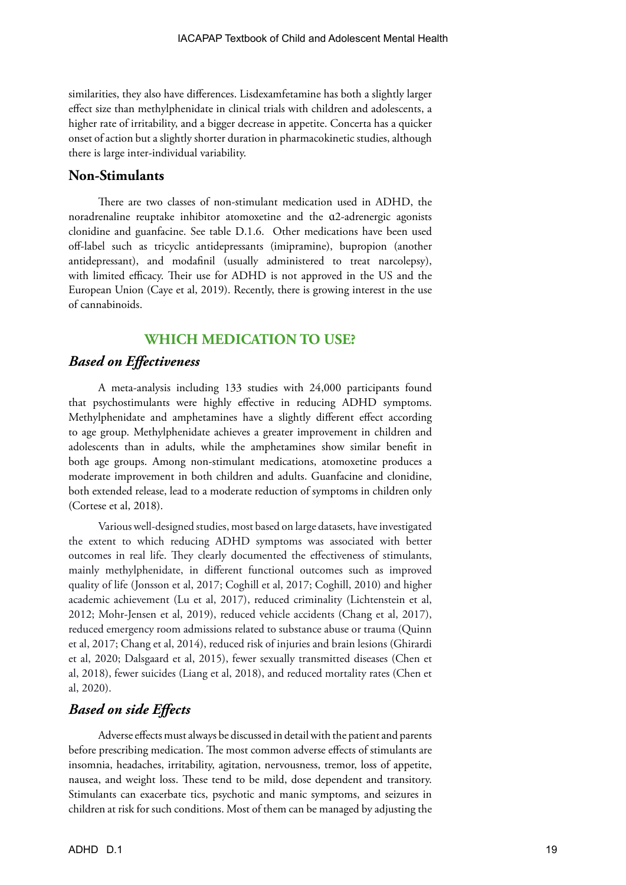similarities, they also have differences. Lisdexamfetamine has both a slightly larger effect size than methylphenidate in clinical trials with children and adolescents, a higher rate of irritability, and a bigger decrease in appetite. Concerta has a quicker onset of action but a slightly shorter duration in pharmacokinetic studies, although there is large inter-individual variability.

### Non-Stimulants

There are two classes of non-stimulant medication used in ADHD, the noradrenaline reuptake inhibitor atomoxetine and the α2-adrenergic agonists clonidine and guanfacine. See table D.1.6. Other medications have been used off-label such as tricyclic antidepressants (imipramine), bupropion (another antidepressant), and modafinil (usually administered to treat narcolepsy), with limited efficacy. Their use for ADHD is not approved in the US and the European Union (Caye et al, 2019). Recently, there is growing interest in the use of cannabinoids.

## WHICH MEDICATION TO USE?

### *Based on Effectiveness*

A meta-analysis including 133 studies with 24,000 participants found that psychostimulants were highly effective in reducing ADHD symptoms. Methylphenidate and amphetamines have a slightly different effect according to age group. Methylphenidate achieves a greater improvement in children and adolescents than in adults, while the amphetamines show similar benefit in both age groups. Among non-stimulant medications, atomoxetine produces a moderate improvement in both children and adults. Guanfacine and clonidine, both extended release, lead to a moderate reduction of symptoms in children only (Cortese et al, 2018).

Various well-designed studies, most based on large datasets, have investigated the extent to which reducing ADHD symptoms was associated with better outcomes in real life. They clearly documented the effectiveness of stimulants, mainly methylphenidate, in different functional outcomes such as improved quality of life (Jonsson et al, 2017; Coghill et al, 2017; Coghill, 2010) and higher academic achievement (Lu et al, 2017), reduced criminality (Lichtenstein et al, 2012; Mohr-Jensen et al, 2019), reduced vehicle accidents (Chang et al, 2017), reduced emergency room admissions related to substance abuse or trauma (Quinn et al, 2017; Chang et al, 2014), reduced risk of injuries and brain lesions (Ghirardi et al, 2020; Dalsgaard et al, 2015), fewer sexually transmitted diseases (Chen et al, 2018), fewer suicides (Liang et al, 2018), and reduced mortality rates (Chen et al, 2020).

### *Based on side Effects*

Adverse effects must always be discussed in detail with the patient and parents before prescribing medication. The most common adverse effects of stimulants are insomnia, headaches, irritability, agitation, nervousness, tremor, loss of appetite, nausea, and weight loss. These tend to be mild, dose dependent and transitory. Stimulants can exacerbate tics, psychotic and manic symptoms, and seizures in children at risk for such conditions. Most of them can be managed by adjusting the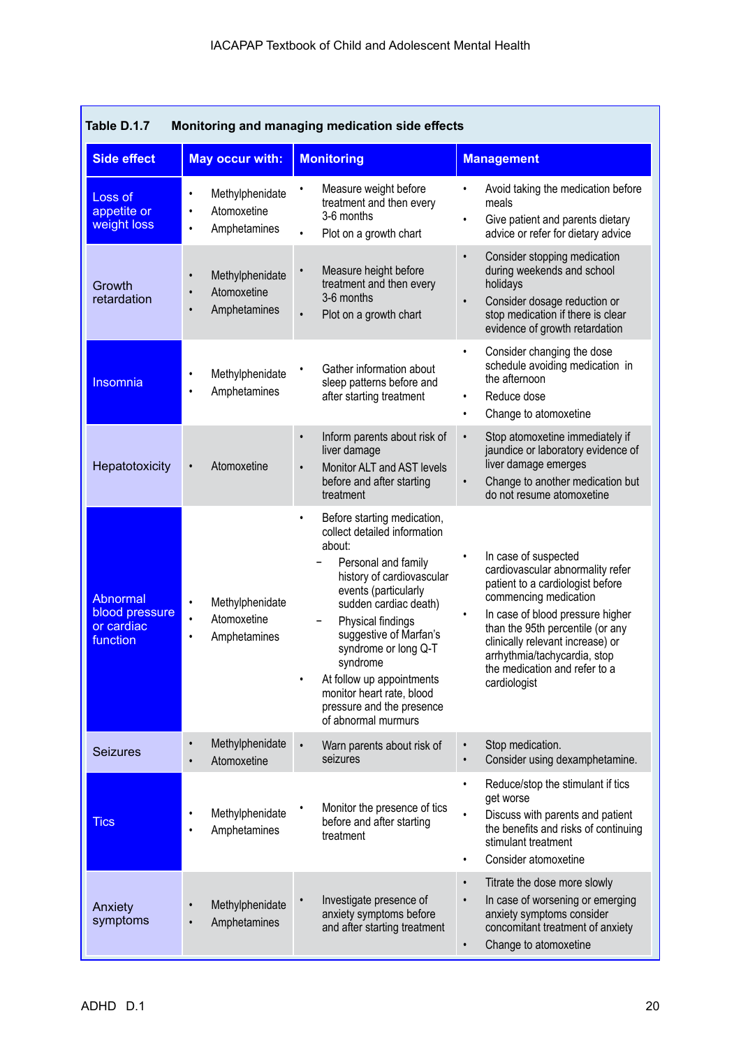**Table D.1.7 Monitoring and managing medication side effects**

| Side effect | May occur with: | Monitoring | Management |
|---|---|---|---|
| Loss of appetite or weight loss | • Methylphenidate<br>• Atomoxetine<br>• Amphetamines | • Measure weight before treatment and then every 3-6 months<br>• Plot on a growth chart | • Avoid taking the medication before meals<br>• Give patient and parents dietary advice or refer for dietary advice |
| Growth retardation | • Methylphenidate<br>• Atomoxetine<br>• Amphetamines | • Measure height before treatment and then every 3-6 months<br>• Plot on a growth chart | • Consider stopping medication during weekends and school holidays<br>• Consider dosage reduction or stop medication if there is clear evidence of growth retardation |
| Insomnia | • Methylphenidate<br>• Amphetamines | • Gather information about sleep patterns before and after starting treatment | • Consider changing the dose schedule avoiding medication in the afternoon<br>• Reduce dose<br>• Change to atomoxetine |
| Hepatotoxicity | • Atomoxetine | • Inform parents about risk of liver damage<br>• Monitor ALT and AST levels before and after starting treatment | • Stop atomoxetine immediately if jaundice or laboratory evidence of liver damage emerges<br>• Change to another medication but do not resume atomoxetine |
| Abnormal blood pressure or cardiac function | • Methylphenidate<br>• Atomoxetine<br>• Amphetamines | • Before starting medication, collect detailed information about:<br>– Personal and family history of cardiovascular events (particularly sudden cardiac death)<br>– Physical findings suggestive of Marfan's syndrome or long Q-T syndrome<br>• At follow up appointments monitor heart rate, blood pressure and the presence of abnormal murmurs | • In case of suspected cardiovascular abnormality refer patient to a cardiologist before commencing medication<br>• In case of blood pressure higher than the 95th percentile (or any clinically relevant increase) or arrhythmia/tachycardia, stop the medication and refer to a cardiologist |
| Seizures | • Methylphenidate<br>• Atomoxetine | • Warn parents about risk of seizures | • Stop medication.<br>• Consider using dexamphetamine. |
| Tics | • Methylphenidate<br>• Amphetamines | • Monitor the presence of tics before and after starting treatment | • Reduce/stop the stimulant if tics get worse<br>• Discuss with parents and patient the benefits and risks of continuing stimulant treatment<br>• Consider atomoxetine |
| Anxiety symptoms | • Methylphenidate<br>• Amphetamines | • Investigate presence of anxiety symptoms before and after starting treatment | • Titrate the dose more slowly<br>• In case of worsening or emerging anxiety symptoms consider concomitant treatment of anxiety<br>• Change to atomoxetine |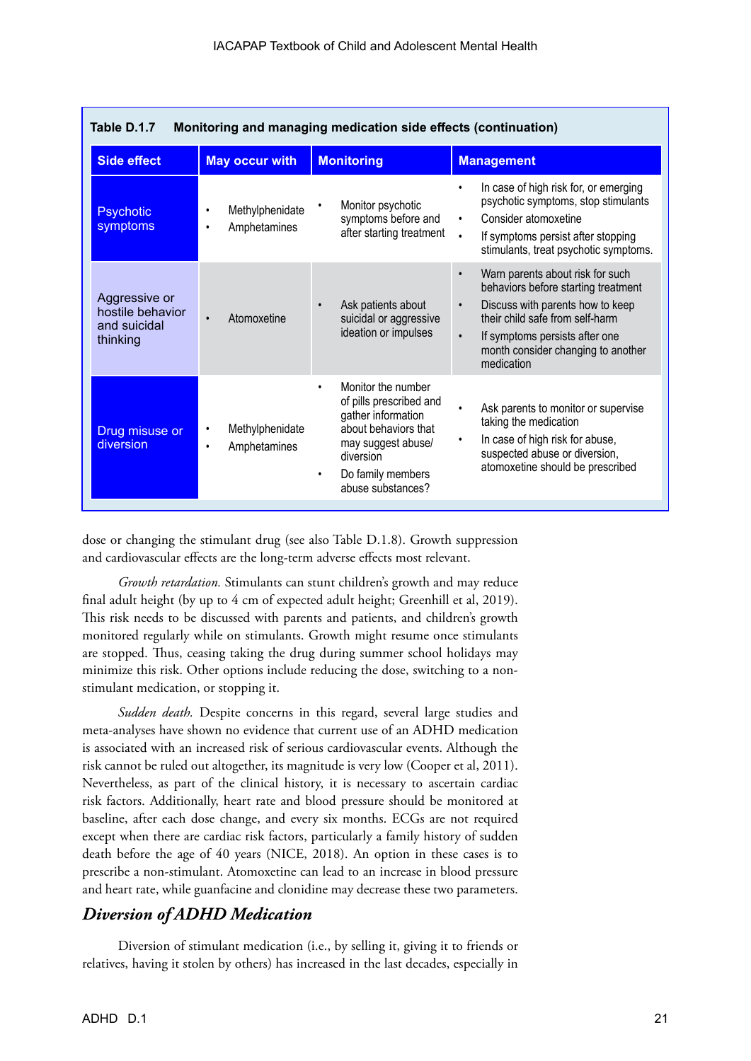**Table D.1.7 Monitoring and managing medication side effects (continuation)**

| Side effect | May occur with | Monitoring | Management |
|---|---|---|---|
| Psychotic symptoms | • Methylphenidate<br>• Amphetamines | • Monitor psychotic symptoms before and after starting treatment | • In case of high risk for, or emerging psychotic symptoms, stop stimulants<br>• Consider atomoxetine<br>• If symptoms persist after stopping stimulants, treat psychotic symptoms. |
| Aggressive or hostile behavior and suicidal thinking | • Atomoxetine | • Ask patients about suicidal or aggressive ideation or impulses | • Warn parents about risk for such behaviors before starting treatment<br>• Discuss with parents how to keep their child safe from self-harm<br>• If symptoms persists after one month consider changing to another medication |
| Drug misuse or diversion | • Methylphenidate<br>• Amphetamines | • Monitor the number of pills prescribed and gather information about behaviors that may suggest abuse/ diversion<br>• Do family members abuse substances? | • Ask parents to monitor or supervise taking the medication<br>• In case of high risk for abuse, suspected abuse or diversion, atomoxetine should be prescribed |

dose or changing the stimulant drug (see also Table D.1.8). Growth suppression and cardiovascular effects are the long-term adverse effects most relevant.

*Growth retardation.* Stimulants can stunt children's growth and may reduce final adult height (by up to 4 cm of expected adult height; Greenhill et al, 2019). This risk needs to be discussed with parents and patients, and children's growth monitored regularly while on stimulants. Growth might resume once stimulants are stopped. Thus, ceasing taking the drug during summer school holidays may minimize this risk. Other options include reducing the dose, switching to a non-stimulant medication, or stopping it.

*Sudden death.* Despite concerns in this regard, several large studies and meta-analyses have shown no evidence that current use of an ADHD medication is associated with an increased risk of serious cardiovascular events. Although the risk cannot be ruled out altogether, its magnitude is very low (Cooper et al, 2011). Nevertheless, as part of the clinical history, it is necessary to ascertain cardiac risk factors. Additionally, heart rate and blood pressure should be monitored at baseline, after each dose change, and every six months. ECGs are not required except when there are cardiac risk factors, particularly a family history of sudden death before the age of 40 years (NICE, 2018). An option in these cases is to prescribe a non-stimulant. Atomoxetine can lead to an increase in blood pressure and heart rate, while guanfacine and clonidine may decrease these two parameters.

## *Diversion of ADHD Medication*

Diversion of stimulant medication (i.e., by selling it, giving it to friends or relatives, having it stolen by others) has increased in the last decades, especially in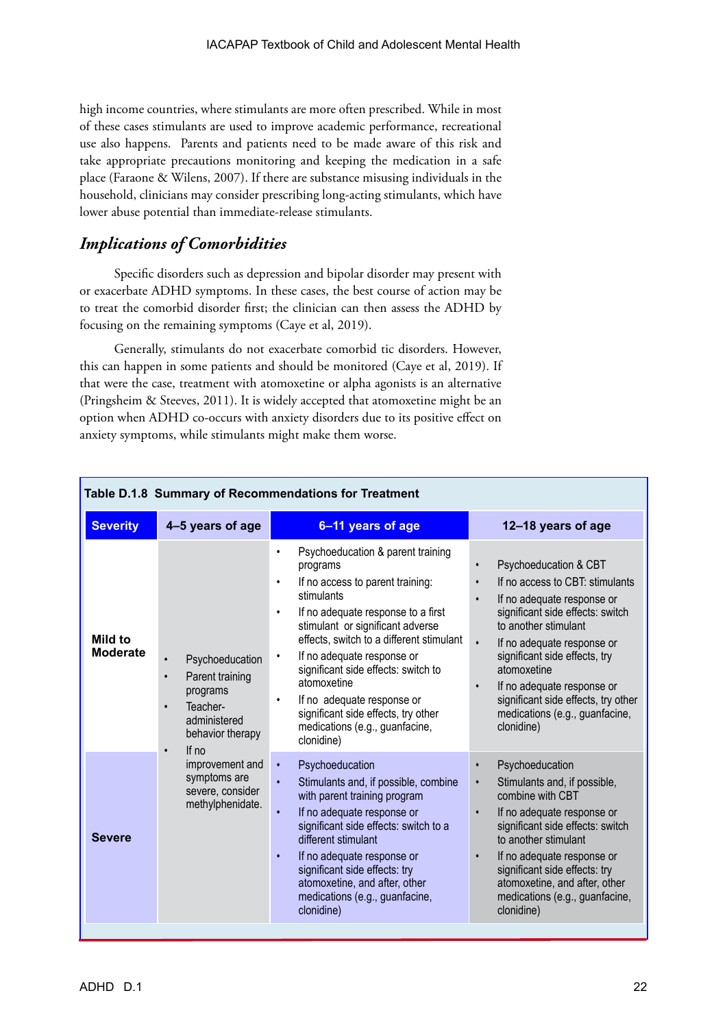high income countries, where stimulants are more often prescribed. While in most of these cases stimulants are used to improve academic performance, recreational use also happens. Parents and patients need to be made aware of this risk and take appropriate precautions monitoring and keeping the medication in a safe place (Faraone & Wilens, 2007). If there are substance misusing individuals in the household, clinicians may consider prescribing long-acting stimulants, which have lower abuse potential than immediate-release stimulants.

## *Implications of Comorbidities*

Specific disorders such as depression and bipolar disorder may present with or exacerbate ADHD symptoms. In these cases, the best course of action may be to treat the comorbid disorder first; the clinician can then assess the ADHD by focusing on the remaining symptoms (Caye et al, 2019).

Generally, stimulants do not exacerbate comorbid tic disorders. However, this can happen in some patients and should be monitored (Caye et al, 2019). If that were the case, treatment with atomoxetine or alpha agonists is an alternative (Pringsheim & Steeves, 2011). It is widely accepted that atomoxetine might be an option when ADHD co-occurs with anxiety disorders due to its positive effect on anxiety symptoms, while stimulants might make them worse.

**Table D.1.8 Summary of Recommendations for Treatment**

| Severity | 4–5 years of age | 6–11 years of age | 12–18 years of age |
|---|---|---|---|
| **Mild to Moderate** | • Psychoeducation<br>• Parent training programs<br>• Teacher-administered behavior therapy<br>• If no improvement and symptoms are severe, consider methylphenidate. | • Psychoeducation & parent training programs<br>• If no access to parent training: stimulants<br>• If no adequate response to a first stimulant or significant adverse effects, switch to a different stimulant<br>• If no adequate response or significant side effects: switch to atomoxetine<br>• If no adequate response or significant side effects, try other medications (e.g., guanfacine, clonidine) | • Psychoeducation & CBT<br>• If no access to CBT: stimulants<br>• If no adequate response or significant side effects: switch to another stimulant<br>• If no adequate response or significant side effects, try atomoxetine<br>• If no adequate response or significant side effects, try other medications (e.g., guanfacine, clonidine) |
| **Severe** | | • Psychoeducation<br>• Stimulants and, if possible, combine with parent training program<br>• If no adequate response or significant side effects: switch to a different stimulant<br>• If no adequate response or significant side effects: try atomoxetine, and after, other medications (e.g., guanfacine, clonidine) | • Psychoeducation<br>• Stimulants and, if possible, combine with CBT<br>• If no adequate response or significant side effects: switch to another stimulant<br>• If no adequate response or significant side effects: try atomoxetine, and after, other medications (e.g., guanfacine, clonidine) |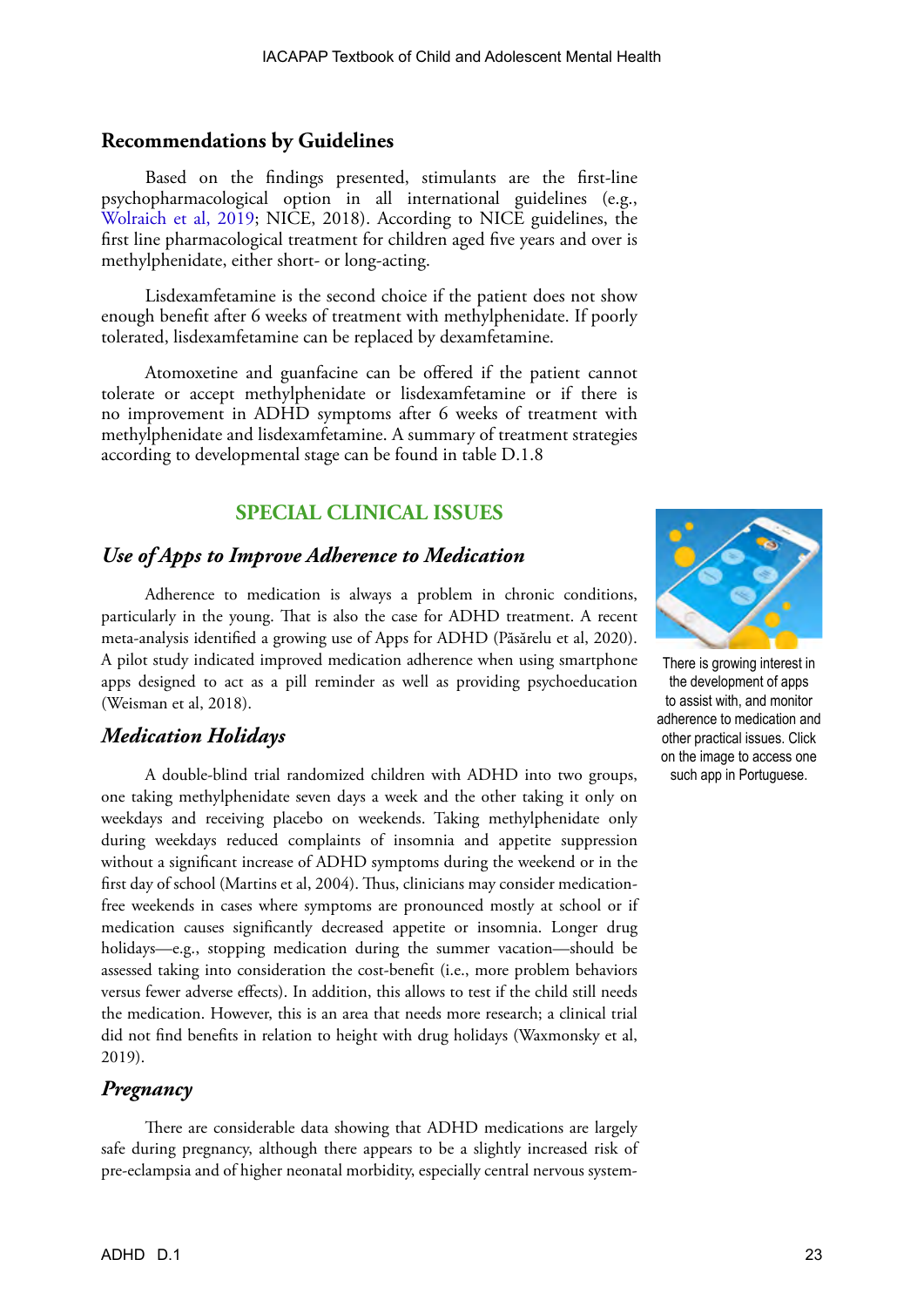## Recommendations by Guidelines

Based on the findings presented, stimulants are the first-line psychopharmacological option in all international guidelines (e.g., Wolraich et al, 2019; NICE, 2018). According to NICE guidelines, the first line pharmacological treatment for children aged five years and over is methylphenidate, either short- or long-acting.

Lisdexamfetamine is the second choice if the patient does not show enough benefit after 6 weeks of treatment with methylphenidate. If poorly tolerated, lisdexamfetamine can be replaced by dexamfetamine.

Atomoxetine and guanfacine can be offered if the patient cannot tolerate or accept methylphenidate or lisdexamfetamine or if there is no improvement in ADHD symptoms after 6 weeks of treatment with methylphenidate and lisdexamfetamine. A summary of treatment strategies according to developmental stage can be found in table D.1.8

# SPECIAL CLINICAL ISSUES

### *Use of Apps to Improve Adherence to Medication*

Adherence to medication is always a problem in chronic conditions, particularly in the young. That is also the case for ADHD treatment. A recent meta-analysis identified a growing use of Apps for ADHD (Păsărelu et al, 2020). A pilot study indicated improved medication adherence when using smartphone apps designed to act as a pill reminder as well as providing psychoeducation (Weisman et al, 2018).

There is growing interest in the development of apps to assist with, and monitor adherence to medication and other practical issues. Click on the image to access one such app in Portuguese.

### *Medication Holidays*

A double-blind trial randomized children with ADHD into two groups, one taking methylphenidate seven days a week and the other taking it only on weekdays and receiving placebo on weekends. Taking methylphenidate only during weekdays reduced complaints of insomnia and appetite suppression without a significant increase of ADHD symptoms during the weekend or in the first day of school (Martins et al, 2004). Thus, clinicians may consider medication-free weekends in cases where symptoms are pronounced mostly at school or if medication causes significantly decreased appetite or insomnia. Longer drug holidays—e.g., stopping medication during the summer vacation—should be assessed taking into consideration the cost-benefit (i.e., more problem behaviors versus fewer adverse effects). In addition, this allows to test if the child still needs the medication. However, this is an area that needs more research; a clinical trial did not find benefits in relation to height with drug holidays (Waxmonsky et al, 2019).

### *Pregnancy*

There are considerable data showing that ADHD medications are largely safe during pregnancy, although there appears to be a slightly increased risk of pre-eclampsia and of higher neonatal morbidity, especially central nervous system-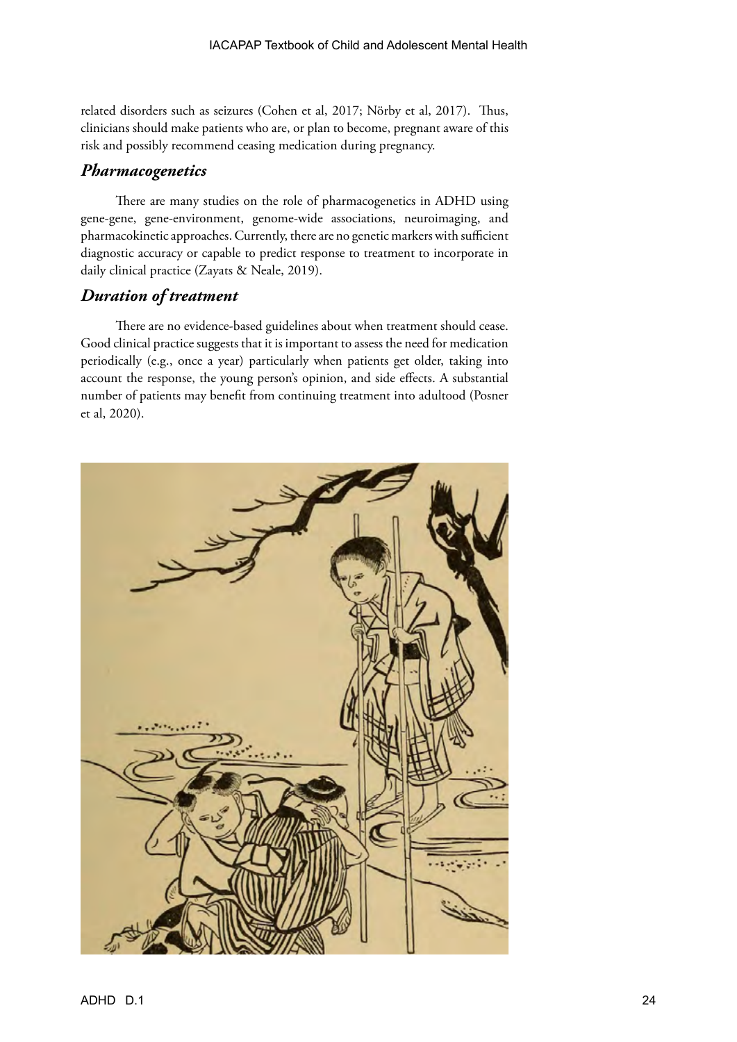related disorders such as seizures (Cohen et al, 2017; Nörby et al, 2017). Thus, clinicians should make patients who are, or plan to become, pregnant aware of this risk and possibly recommend ceasing medication during pregnancy.

### *Pharmacogenetics*

There are many studies on the role of pharmacogenetics in ADHD using gene-gene, gene-environment, genome-wide associations, neuroimaging, and pharmacokinetic approaches. Currently, there are no genetic markers with sufficient diagnostic accuracy or capable to predict response to treatment to incorporate in daily clinical practice (Zayats & Neale, 2019).

### *Duration of treatment*

There are no evidence-based guidelines about when treatment should cease. Good clinical practice suggests that it is important to assess the need for medication periodically (e.g., once a year) particularly when patients get older, taking into account the response, the young person's opinion, and side effects. A substantial number of patients may benefit from continuing treatment into adultood (Posner et al, 2020).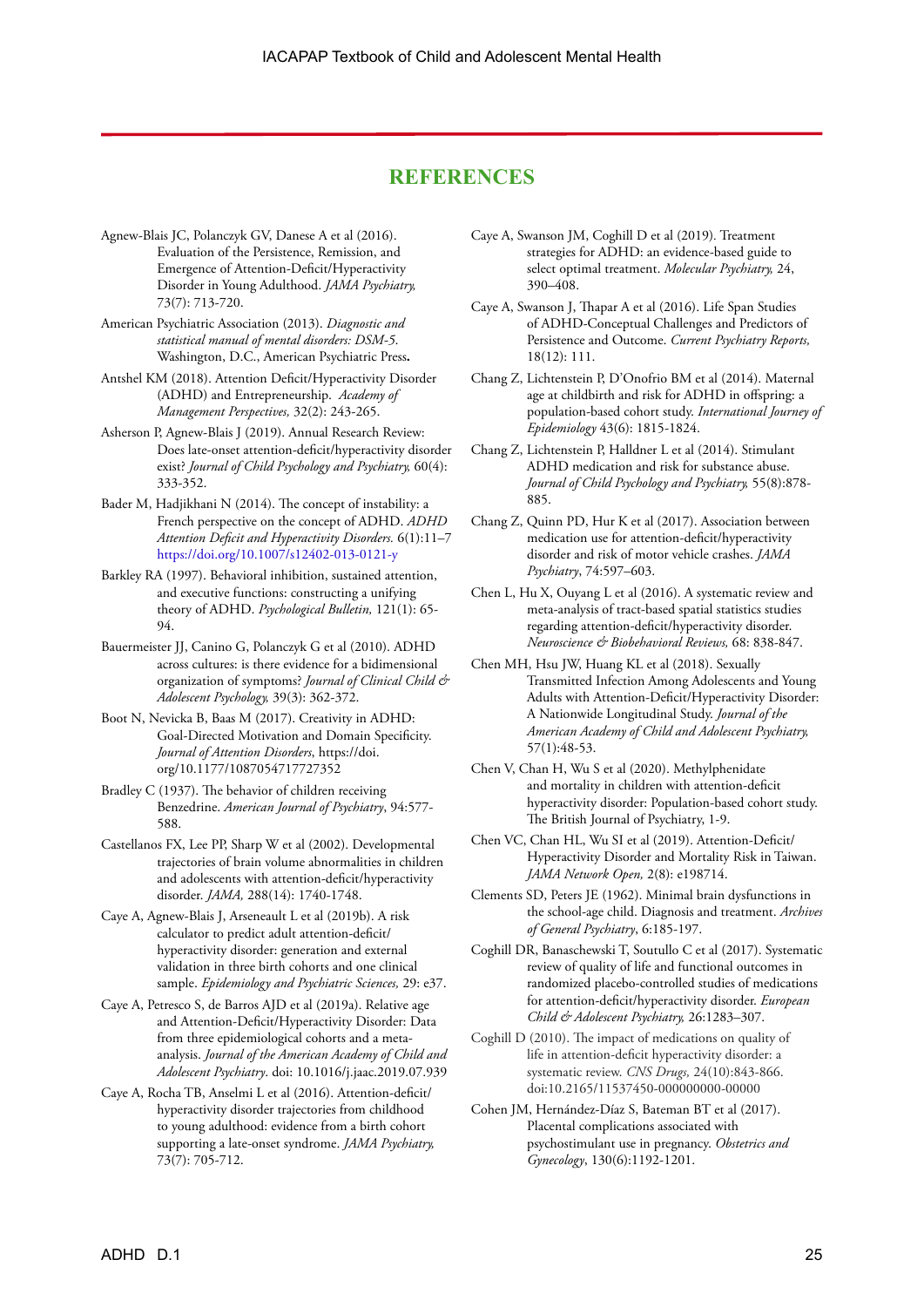## REFERENCES

Agnew-Blais JC, Polanczyk GV, Danese A et al (2016). Evaluation of the Persistence, Remission, and Emergence of Attention-Deficit/Hyperactivity Disorder in Young Adulthood. *JAMA Psychiatry,* 73(7): 713-720.

American Psychiatric Association (2013). *Diagnostic and statistical manual of mental disorders: DSM-5.* Washington, D.C., American Psychiatric Press**.**

Antshel KM (2018). Attention Deficit/Hyperactivity Disorder (ADHD) and Entrepreneurship. *Academy of Management Perspectives,* 32(2): 243-265.

Asherson P, Agnew-Blais J (2019). Annual Research Review: Does late-onset attention-deficit/hyperactivity disorder exist? *Journal of Child Psychology and Psychiatry,* 60(4): 333-352.

Bader M, Hadjikhani N (2014). The concept of instability: a French perspective on the concept of ADHD. *ADHD Attention Deficit and Hyperactivity Disorders.* 6(1):11–7 https://doi.org/10.1007/s12402-013-0121-y

Barkley RA (1997). Behavioral inhibition, sustained attention, and executive functions: constructing a unifying theory of ADHD. *Psychological Bulletin,* 121(1): 65-94.

Bauermeister JJ, Canino G, Polanczyk G et al (2010). ADHD across cultures: is there evidence for a bidimensional organization of symptoms? *Journal of Clinical Child & Adolescent Psychology,* 39(3): 362-372.

Boot N, Nevicka B, Baas M (2017). Creativity in ADHD: Goal-Directed Motivation and Domain Specificity. *Journal of Attention Disorders*, https://doi.org/10.1177/1087054717727352

Bradley C (1937). The behavior of children receiving Benzedrine. *American Journal of Psychiatry*, 94:577-588.

Castellanos FX, Lee PP, Sharp W et al (2002). Developmental trajectories of brain volume abnormalities in children and adolescents with attention-deficit/hyperactivity disorder. *JAMA,* 288(14): 1740-1748.

Caye A, Agnew-Blais J, Arseneault L et al (2019b). A risk calculator to predict adult attention-deficit/hyperactivity disorder: generation and external validation in three birth cohorts and one clinical sample. *Epidemiology and Psychiatric Sciences,* 29: e37.

Caye A, Petresco S, de Barros AJD et al (2019a). Relative age and Attention-Deficit/Hyperactivity Disorder: Data from three epidemiological cohorts and a meta-analysis. *Journal of the American Academy of Child and Adolescent Psychiatry*. doi: 10.1016/j.jaac.2019.07.939

Caye A, Rocha TB, Anselmi L et al (2016). Attention-deficit/hyperactivity disorder trajectories from childhood to young adulthood: evidence from a birth cohort supporting a late-onset syndrome. *JAMA Psychiatry,* 73(7): 705-712.

Caye A, Swanson JM, Coghill D et al (2019). Treatment strategies for ADHD: an evidence-based guide to select optimal treatment. *Molecular Psychiatry,* 24, 390–408.

Caye A, Swanson J, Thapar A et al (2016). Life Span Studies of ADHD-Conceptual Challenges and Predictors of Persistence and Outcome. *Current Psychiatry Reports,* 18(12): 111.

Chang Z, Lichtenstein P, D'Onofrio BM et al (2014). Maternal age at childbirth and risk for ADHD in offspring: a population-based cohort study. *International Journey of Epidemiology* 43(6): 1815-1824.

Chang Z, Lichtenstein P, Halldner L et al (2014). Stimulant ADHD medication and risk for substance abuse. *Journal of Child Psychology and Psychiatry,* 55(8):878-885.

Chang Z, Quinn PD, Hur K et al (2017). Association between medication use for attention-deficit/hyperactivity disorder and risk of motor vehicle crashes. *JAMA Psychiatry*, 74:597–603.

Chen L, Hu X, Ouyang L et al (2016). A systematic review and meta-analysis of tract-based spatial statistics studies regarding attention-deficit/hyperactivity disorder. *Neuroscience & Biobehavioral Reviews,* 68: 838-847.

Chen MH, Hsu JW, Huang KL et al (2018). Sexually Transmitted Infection Among Adolescents and Young Adults with Attention-Deficit/Hyperactivity Disorder: A Nationwide Longitudinal Study. *Journal of the American Academy of Child and Adolescent Psychiatry,* 57(1):48-53.

Chen V, Chan H, Wu S et al (2020). Methylphenidate and mortality in children with attention-deficit hyperactivity disorder: Population-based cohort study. The British Journal of Psychiatry, 1-9.

Chen VC, Chan HL, Wu SI et al (2019). Attention-Deficit/Hyperactivity Disorder and Mortality Risk in Taiwan. *JAMA Network Open,* 2(8): e198714.

Clements SD, Peters JE (1962). Minimal brain dysfunctions in the school-age child. Diagnosis and treatment. *Archives of General Psychiatry*, 6:185-197.

Coghill DR, Banaschewski T, Soutullo C et al (2017). Systematic review of quality of life and functional outcomes in randomized placebo-controlled studies of medications for attention-deficit/hyperactivity disorder. *European Child & Adolescent Psychiatry,* 26:1283–307.

Coghill D (2010). The impact of medications on quality of life in attention-deficit hyperactivity disorder: a systematic review. *CNS Drugs,* 24(10):843-866. doi:10.2165/11537450-000000000-00000

Cohen JM, Hernández-Díaz S, Bateman BT et al (2017). Placental complications associated with psychostimulant use in pregnancy. *Obstetrics and Gynecology*, 130(6):1192-1201.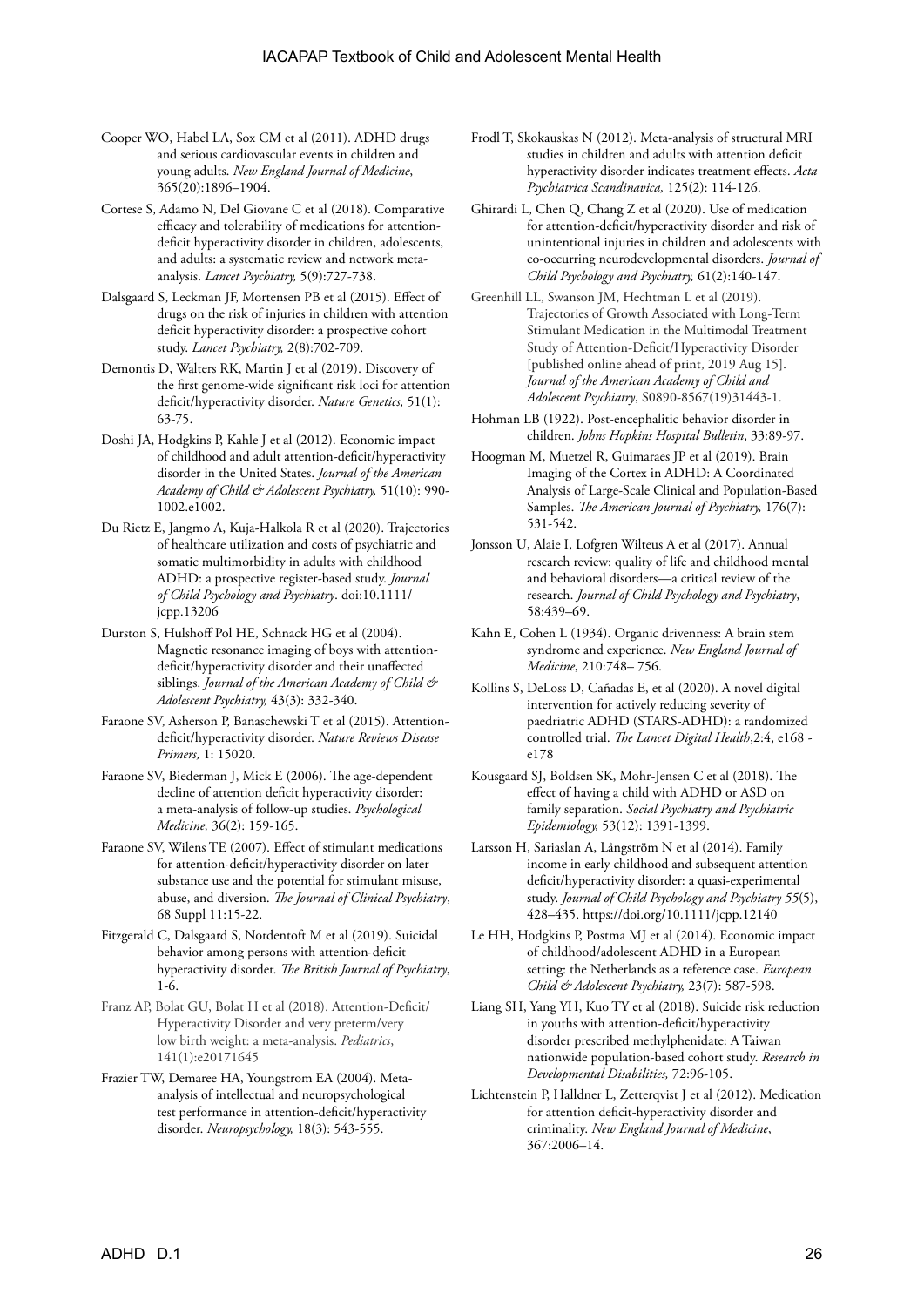Cooper WO, Habel LA, Sox CM et al (2011). ADHD drugs and serious cardiovascular events in children and young adults. *New England Journal of Medicine*, 365(20):1896–1904.

Cortese S, Adamo N, Del Giovane C et al (2018). Comparative efficacy and tolerability of medications for attention-deficit hyperactivity disorder in children, adolescents, and adults: a systematic review and network meta-analysis. *Lancet Psychiatry,* 5(9):727-738.

Dalsgaard S, Leckman JF, Mortensen PB et al (2015). Effect of drugs on the risk of injuries in children with attention deficit hyperactivity disorder: a prospective cohort study. *Lancet Psychiatry,* 2(8):702-709.

Demontis D, Walters RK, Martin J et al (2019). Discovery of the first genome-wide significant risk loci for attention deficit/hyperactivity disorder. *Nature Genetics,* 51(1): 63-75.

Doshi JA, Hodgkins P, Kahle J et al (2012). Economic impact of childhood and adult attention-deficit/hyperactivity disorder in the United States. *Journal of the American Academy of Child & Adolescent Psychiatry,* 51(10): 990-1002.e1002.

Du Rietz E, Jangmo A, Kuja-Halkola R et al (2020). Trajectories of healthcare utilization and costs of psychiatric and somatic multimorbidity in adults with childhood ADHD: a prospective register-based study. *Journal of Child Psychology and Psychiatry*. doi:10.1111/jcpp.13206

Durston S, Hulshoff Pol HE, Schnack HG et al (2004). Magnetic resonance imaging of boys with attention-deficit/hyperactivity disorder and their unaffected siblings. *Journal of the American Academy of Child & Adolescent Psychiatry,* 43(3): 332-340.

Faraone SV, Asherson P, Banaschewski T et al (2015). Attention-deficit/hyperactivity disorder. *Nature Reviews Disease Primers,* 1: 15020.

Faraone SV, Biederman J, Mick E (2006). The age-dependent decline of attention deficit hyperactivity disorder: a meta-analysis of follow-up studies. *Psychological Medicine,* 36(2): 159-165.

Faraone SV, Wilens TE (2007). Effect of stimulant medications for attention-deficit/hyperactivity disorder on later substance use and the potential for stimulant misuse, abuse, and diversion. *The Journal of Clinical Psychiatry*, 68 Suppl 11:15-22.

Fitzgerald C, Dalsgaard S, Nordentoft M et al (2019). Suicidal behavior among persons with attention-deficit hyperactivity disorder. *The British Journal of Psychiatry*, 1-6.

Franz AP, Bolat GU, Bolat H et al (2018). Attention-Deficit/Hyperactivity Disorder and very preterm/very low birth weight: a meta-analysis. *Pediatrics*, 141(1):e20171645

Frazier TW, Demaree HA, Youngstrom EA (2004). Meta-analysis of intellectual and neuropsychological test performance in attention-deficit/hyperactivity disorder. *Neuropsychology,* 18(3): 543-555.

Frodl T, Skokauskas N (2012). Meta-analysis of structural MRI studies in children and adults with attention deficit hyperactivity disorder indicates treatment effects. *Acta Psychiatrica Scandinavica,* 125(2): 114-126.

Ghirardi L, Chen Q, Chang Z et al (2020). Use of medication for attention-deficit/hyperactivity disorder and risk of unintentional injuries in children and adolescents with co-occurring neurodevelopmental disorders. *Journal of Child Psychology and Psychiatry,* 61(2):140-147.

Greenhill LL, Swanson JM, Hechtman L et al (2019). Trajectories of Growth Associated with Long-Term Stimulant Medication in the Multimodal Treatment Study of Attention-Deficit/Hyperactivity Disorder [published online ahead of print, 2019 Aug 15]. *Journal of the American Academy of Child and Adolescent Psychiatry*, S0890-8567(19)31443-1.

Hohman LB (1922). Post-encephalitic behavior disorder in children. *Johns Hopkins Hospital Bulletin*, 33:89-97.

Hoogman M, Muetzel R, Guimaraes JP et al (2019). Brain Imaging of the Cortex in ADHD: A Coordinated Analysis of Large-Scale Clinical and Population-Based Samples. *The American Journal of Psychiatry,* 176(7): 531-542.

Jonsson U, Alaie I, Lofgren Wilteus A et al (2017). Annual research review: quality of life and childhood mental and behavioral disorders—a critical review of the research. *Journal of Child Psychology and Psychiatry*, 58:439–69.

Kahn E, Cohen L (1934). Organic drivenness: A brain stem syndrome and experience. *New England Journal of Medicine*, 210:748– 756.

Kollins S, DeLoss D, Cañadas E, et al (2020). A novel digital intervention for actively reducing severity of paediatric ADHD (STARS-ADHD): a randomized controlled trial. *The Lancet Digital Health*,2:4, e168 - e178

Kousgaard SJ, Boldsen SK, Mohr-Jensen C et al (2018). The effect of having a child with ADHD or ASD on family separation. *Social Psychiatry and Psychiatric Epidemiology,* 53(12): 1391-1399.

Larsson H, Sariaslan A, Långström N et al (2014). Family income in early childhood and subsequent attention deficit/hyperactivity disorder: a quasi-experimental study. *Journal of Child Psychology and Psychiatry 55*(5), 428–435. https://doi.org/10.1111/jcpp.12140

Le HH, Hodgkins P, Postma MJ et al (2014). Economic impact of childhood/adolescent ADHD in a European setting: the Netherlands as a reference case. *European Child & Adolescent Psychiatry,* 23(7): 587-598.

Liang SH, Yang YH, Kuo TY et al (2018). Suicide risk reduction in youths with attention-deficit/hyperactivity disorder prescribed methylphenidate: A Taiwan nationwide population-based cohort study. *Research in Developmental Disabilities,* 72:96-105.

Lichtenstein P, Halldner L, Zetterqvist J et al (2012). Medication for attention deficit-hyperactivity disorder and criminality. *New England Journal of Medicine*, 367:2006–14.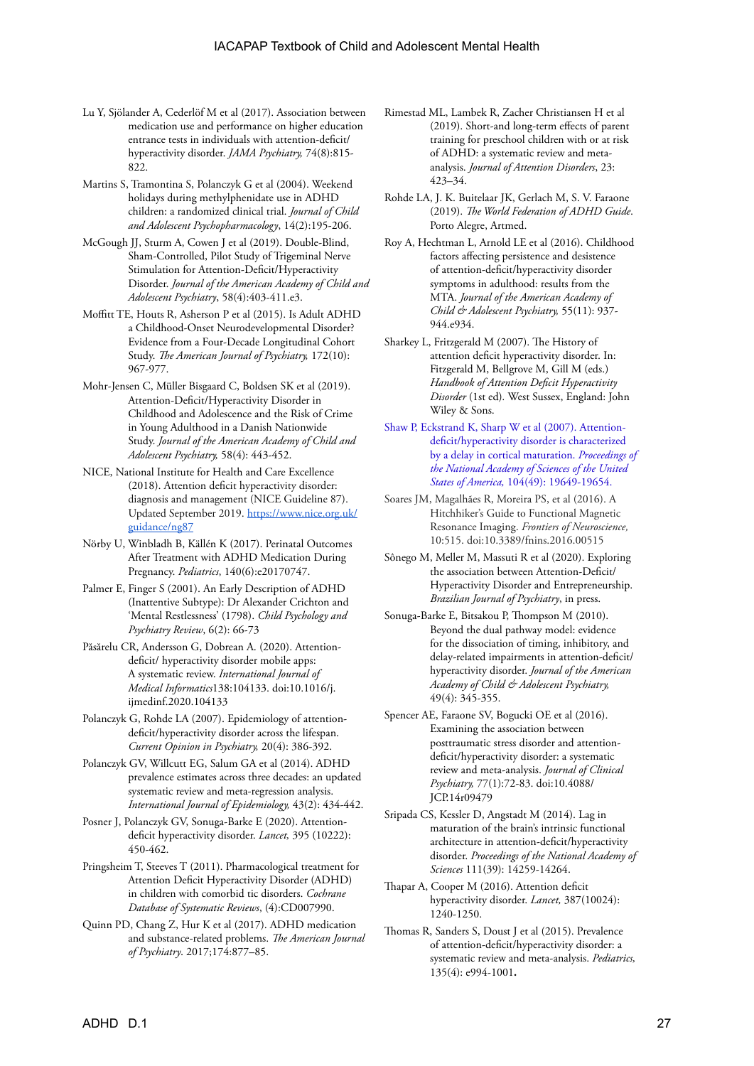Lu Y, Sjölander A, Cederlöf M et al (2017). Association between medication use and performance on higher education entrance tests in individuals with attention-deficit/hyperactivity disorder. *JAMA Psychiatry,* 74(8):815-822.

Martins S, Tramontina S, Polanczyk G et al (2004). Weekend holidays during methylphenidate use in ADHD children: a randomized clinical trial. *Journal of Child and Adolescent Psychopharmacology*, 14(2):195-206.

McGough JJ, Sturm A, Cowen J et al (2019). Double-Blind, Sham-Controlled, Pilot Study of Trigeminal Nerve Stimulation for Attention-Deficit/Hyperactivity Disorder. *Journal of the American Academy of Child and Adolescent Psychiatry*, 58(4):403-411.e3.

Moffitt TE, Houts R, Asherson P et al (2015). Is Adult ADHD a Childhood-Onset Neurodevelopmental Disorder? Evidence from a Four-Decade Longitudinal Cohort Study. *The American Journal of Psychiatry,* 172(10): 967-977.

Mohr-Jensen C, Müller Bisgaard C, Boldsen SK et al (2019). Attention-Deficit/Hyperactivity Disorder in Childhood and Adolescence and the Risk of Crime in Young Adulthood in a Danish Nationwide Study. *Journal of the American Academy of Child and Adolescent Psychiatry,* 58(4): 443-452.

NICE, National Institute for Health and Care Excellence (2018). Attention deficit hyperactivity disorder: diagnosis and management (NICE Guideline 87). Updated September 2019. https://www.nice.org.uk/guidance/ng87

Nörby U, Winbladh B, Källén K (2017). Perinatal Outcomes After Treatment with ADHD Medication During Pregnancy. *Pediatrics*, 140(6):e20170747.

Palmer E, Finger S (2001). An Early Description of ADHD (Inattentive Subtype): Dr Alexander Crichton and 'Mental Restlessness' (1798). *Child Psychology and Psychiatry Review*, 6(2): 66-73

Păsărelu CR, Andersson G, Dobrean A. (2020). Attention-deficit/ hyperactivity disorder mobile apps: A systematic review. *International Journal of Medical Informatics*138:104133. doi:10.1016/j.ijmedinf.2020.104133

Polanczyk G, Rohde LA (2007). Epidemiology of attention-deficit/hyperactivity disorder across the lifespan. *Current Opinion in Psychiatry,* 20(4): 386-392.

Polanczyk GV, Willcutt EG, Salum GA et al (2014). ADHD prevalence estimates across three decades: an updated systematic review and meta-regression analysis. *International Journal of Epidemiology,* 43(2): 434-442.

Posner J, Polanczyk GV, Sonuga-Barke E (2020). Attention-deficit hyperactivity disorder. *Lancet,* 395 (10222): 450-462.

Pringsheim T, Steeves T (2011). Pharmacological treatment for Attention Deficit Hyperactivity Disorder (ADHD) in children with comorbid tic disorders. *Cochrane Database of Systematic Reviews*, (4):CD007990.

Quinn PD, Chang Z, Hur K et al (2017). ADHD medication and substance-related problems. *The American Journal of Psychiatry*. 2017;174:877–85.

Rimestad ML, Lambek R, Zacher Christiansen H et al (2019). Short-and long-term effects of parent training for preschool children with or at risk of ADHD: a systematic review and meta-analysis. *Journal of Attention Disorders*, 23: 423–34.

Rohde LA, J. K. Buitelaar JK, Gerlach M, S. V. Faraone (2019). *The World Federation of ADHD Guide*. Porto Alegre, Artmed.

Roy A, Hechtman L, Arnold LE et al (2016). Childhood factors affecting persistence and desistence of attention-deficit/hyperactivity disorder symptoms in adulthood: results from the MTA. *Journal of the American Academy of Child & Adolescent Psychiatry,* 55(11): 937-944.e934.

Sharkey L, Fritzgerald M (2007). The History of attention deficit hyperactivity disorder. In: Fitzgerald M, Bellgrove M, Gill M (eds.) *Handbook of Attention Deficit Hyperactivity Disorder* (1st ed). West Sussex, England: John Wiley & Sons.

Shaw P, Eckstrand K, Sharp W et al (2007). Attention-deficit/hyperactivity disorder is characterized by a delay in cortical maturation. *Proceedings of the National Academy of Sciences of the United States of America,* 104(49): 19649-19654.

Soares JM, Magalhães R, Moreira PS, et al (2016). A Hitchhiker's Guide to Functional Magnetic Resonance Imaging. *Frontiers of Neuroscience,* 10:515. doi:10.3389/fnins.2016.00515

Sônego M, Meller M, Massuti R et al (2020). Exploring the association between Attention-Deficit/Hyperactivity Disorder and Entrepreneurship. *Brazilian Journal of Psychiatry*, in press.

Sonuga-Barke E, Bitsakou P, Thompson M (2010). Beyond the dual pathway model: evidence for the dissociation of timing, inhibitory, and delay-related impairments in attention-deficit/hyperactivity disorder. *Journal of the American Academy of Child & Adolescent Psychiatry,* 49(4): 345-355.

Spencer AE, Faraone SV, Bogucki OE et al (2016). Examining the association between posttraumatic stress disorder and attention-deficit/hyperactivity disorder: a systematic review and meta-analysis. *Journal of Clinical Psychiatry,* 77(1):72-83. doi:10.4088/JCP.14r09479

Sripada CS, Kessler D, Angstadt M (2014). Lag in maturation of the brain's intrinsic functional architecture in attention-deficit/hyperactivity disorder. *Proceedings of the National Academy of Sciences* 111(39): 14259-14264.

Thapar A, Cooper M (2016). Attention deficit hyperactivity disorder. *Lancet,* 387(10024): 1240-1250.

Thomas R, Sanders S, Doust J et al (2015). Prevalence of attention-deficit/hyperactivity disorder: a systematic review and meta-analysis. *Pediatrics,* 135(4): e994-1001**.**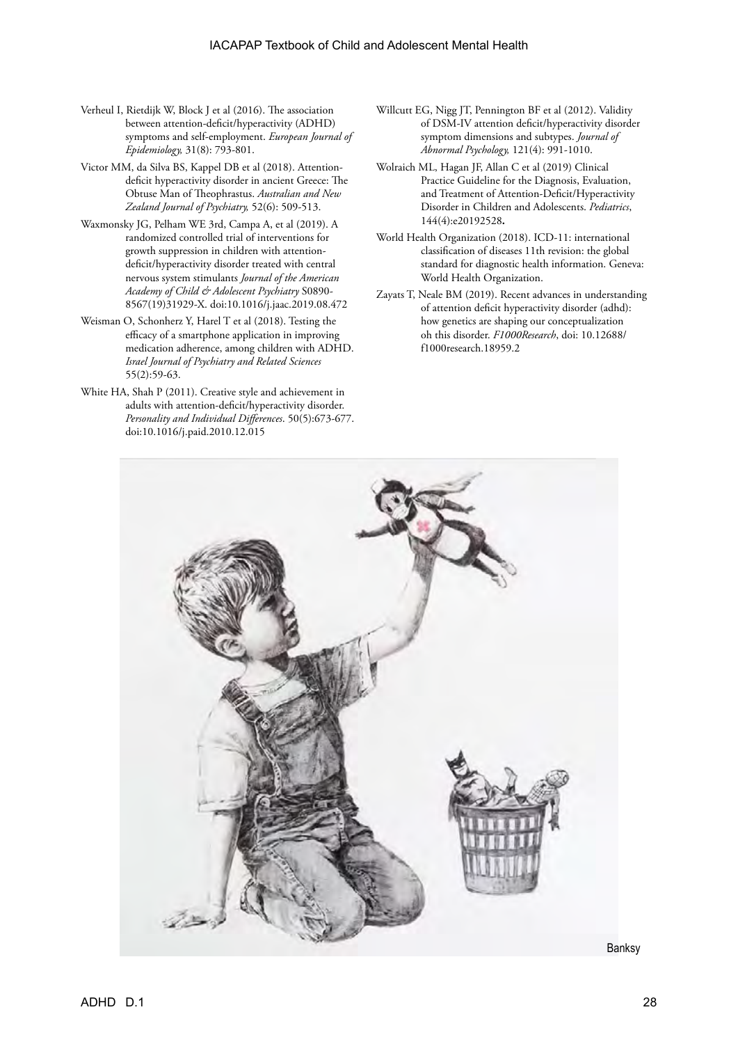Verheul I, Rietdijk W, Block J et al (2016). The association between attention-deficit/hyperactivity (ADHD) symptoms and self-employment. *European Journal of Epidemiology,* 31(8): 793-801.

Victor MM, da Silva BS, Kappel DB et al (2018). Attention-deficit hyperactivity disorder in ancient Greece: The Obtuse Man of Theophrastus. *Australian and New Zealand Journal of Psychiatry,* 52(6): 509-513.

Waxmonsky JG, Pelham WE 3rd, Campa A, et al (2019). A randomized controlled trial of interventions for growth suppression in children with attention-deficit/hyperactivity disorder treated with central nervous system stimulants *Journal of the American Academy of Child & Adolescent Psychiatry* S0890-8567(19)31929-X. doi:10.1016/j.jaac.2019.08.472

Weisman O, Schonherz Y, Harel T et al (2018). Testing the efficacy of a smartphone application in improving medication adherence, among children with ADHD. *Israel Journal of Psychiatry and Related Sciences* 55(2):59-63.

White HA, Shah P (2011). Creative style and achievement in adults with attention-deficit/hyperactivity disorder. *Personality and Individual Differences*. 50(5):673-677. doi:10.1016/j.paid.2010.12.015

Willcutt EG, Nigg JT, Pennington BF et al (2012). Validity of DSM-IV attention deficit/hyperactivity disorder symptom dimensions and subtypes. *Journal of Abnormal Psychology,* 121(4): 991-1010.

Wolraich ML, Hagan JF, Allan C et al (2019) Clinical Practice Guideline for the Diagnosis, Evaluation, and Treatment of Attention-Deficit/Hyperactivity Disorder in Children and Adolescents. *Pediatrics*, 144(4):e20192528**.**

World Health Organization (2018). ICD-11: international classification of diseases 11th revision: the global standard for diagnostic health information. Geneva: World Health Organization.

Zayats T, Neale BM (2019). Recent advances in understanding of attention deficit hyperactivity disorder (adhd): how genetics are shaping our conceptualization oh this disorder. *F1000Research*, doi: 10.12688/f1000research.18959.2

Banksy